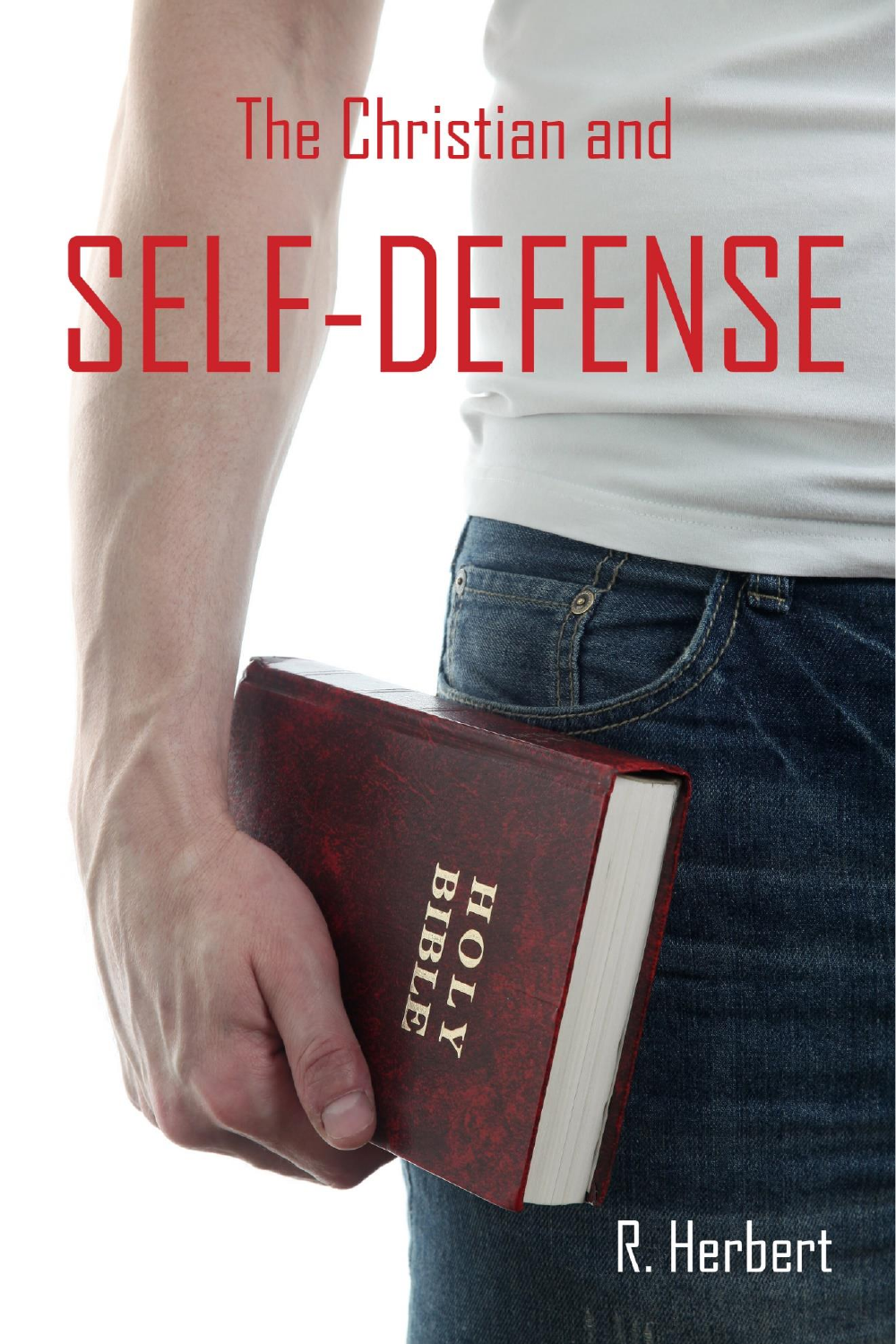# The Christian and

# SELF-DEFENSE

R. Herbert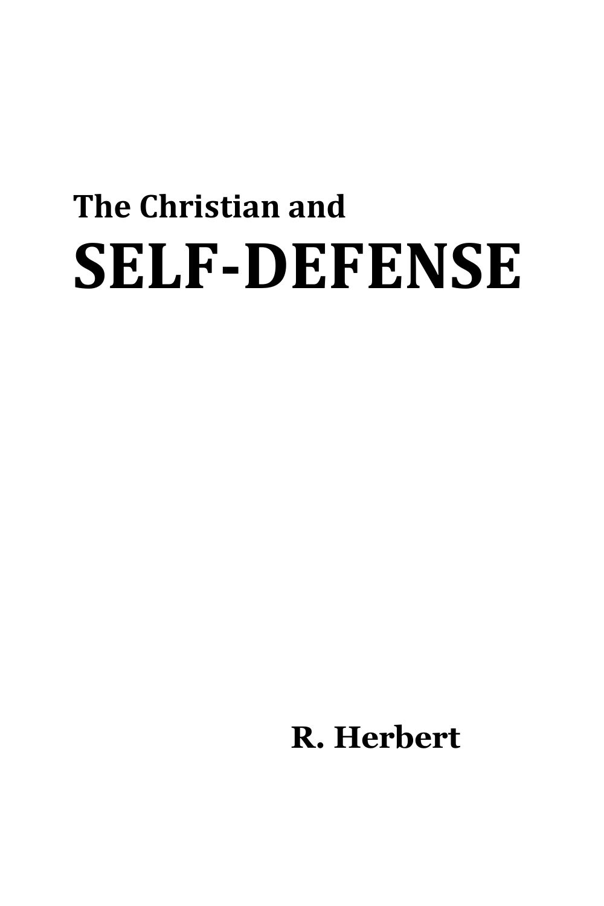**The Christian and**

# SELF-DEFENSE

**R. Herbert**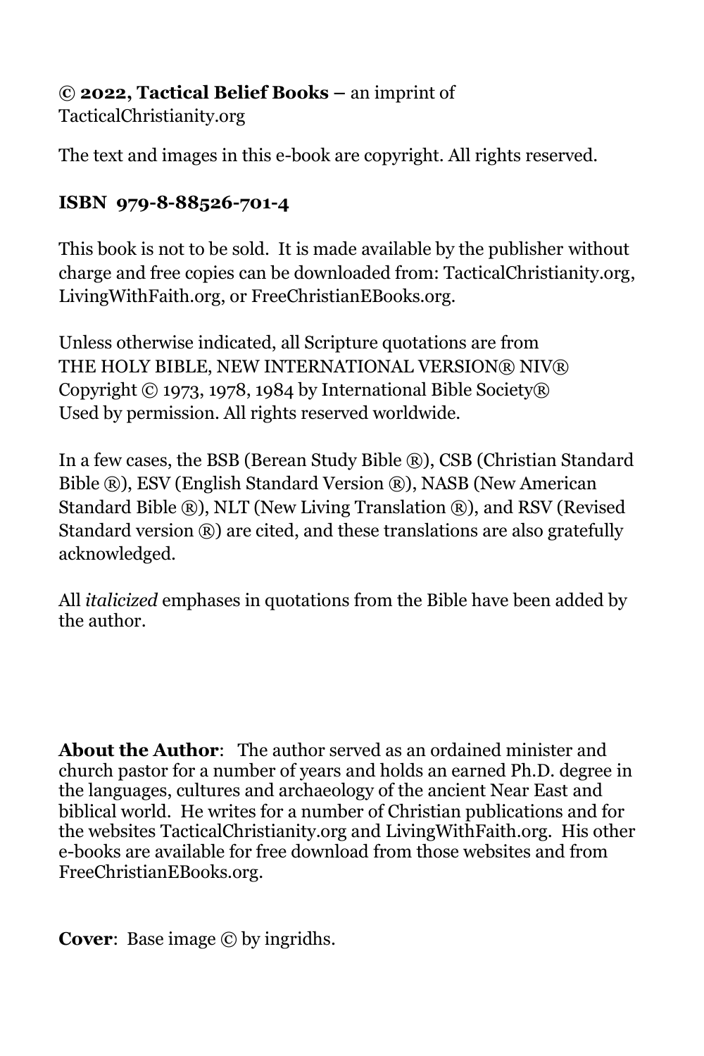**© 2022, Tactical Belief Books** – an imprint of TacticalChristianity.org

The text and images in this e-book are copyright. All rights reserved.

**ISBN 979-8-88526-701-4**

This book is not to be sold. It is made available by the publisher without charge and free copies can be downloaded from: TacticalChristianity.org, LivingWithFaith.org, or FreeChristianEBooks.org.

Unless otherwise indicated, all Scripture quotations are from THE HOLY BIBLE, NEW INTERNATIONAL VERSION® NIV®
Copyright © 1973, 1978, 1984 by International Bible Society®
Used by permission. All rights reserved worldwide.

In a few cases, the BSB (Berean Study Bible ®), CSB (Christian Standard Bible ®), ESV (English Standard Version ®), NASB (New American Standard Bible ®), NLT (New Living Translation ®), and RSV (Revised Standard version ®) are cited, and these translations are also gratefully acknowledged.

All *italicized* emphases in quotations from the Bible have been added by the author.

**About the Author**: The author served as an ordained minister and church pastor for a number of years and holds an earned Ph.D. degree in the languages, cultures and archaeology of the ancient Near East and biblical world. He writes for a number of Christian publications and for the websites TacticalChristianity.org and LivingWithFaith.org. His other e-books are available for free download from those websites and from FreeChristianEBooks.org.

**Cover**: Base image © by ingridhs.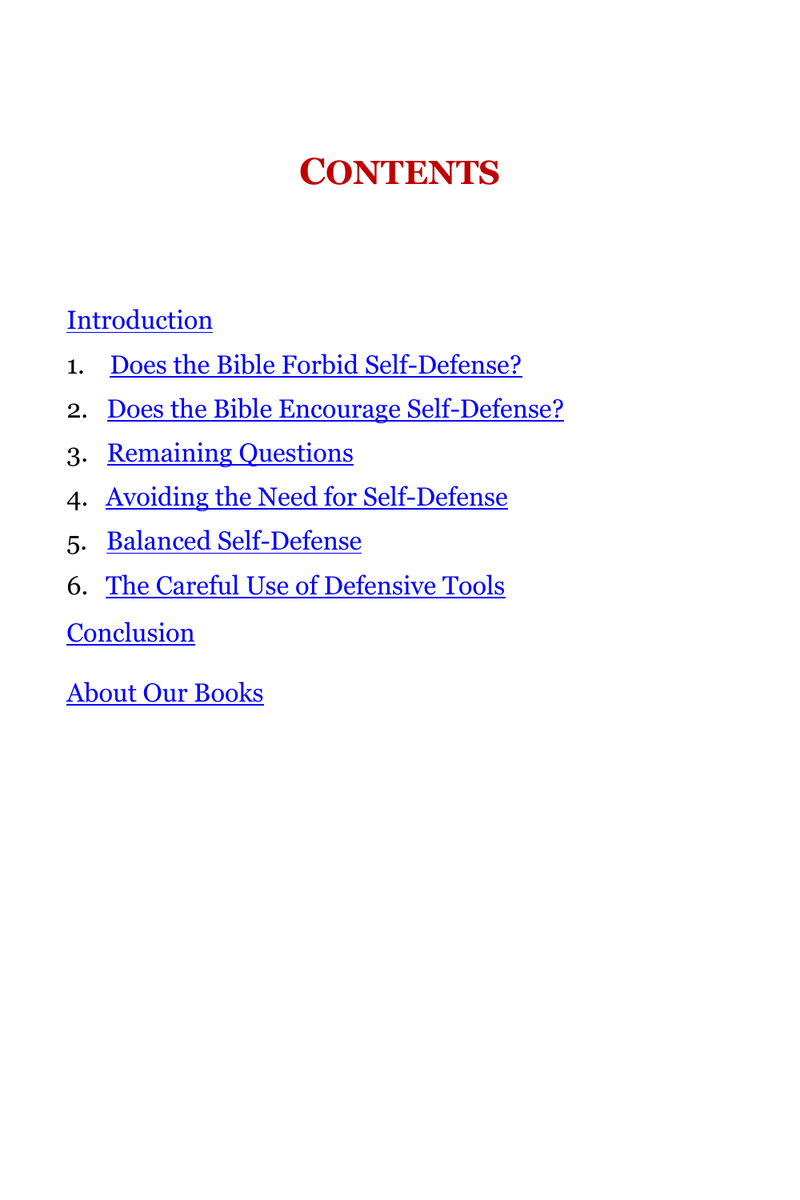# Contents

Introduction

1. Does the Bible Forbid Self-Defense?
2. Does the Bible Encourage Self-Defense?
3. Remaining Questions
4. Avoiding the Need for Self-Defense
5. Balanced Self-Defense
6. The Careful Use of Defensive Tools

Conclusion

About Our Books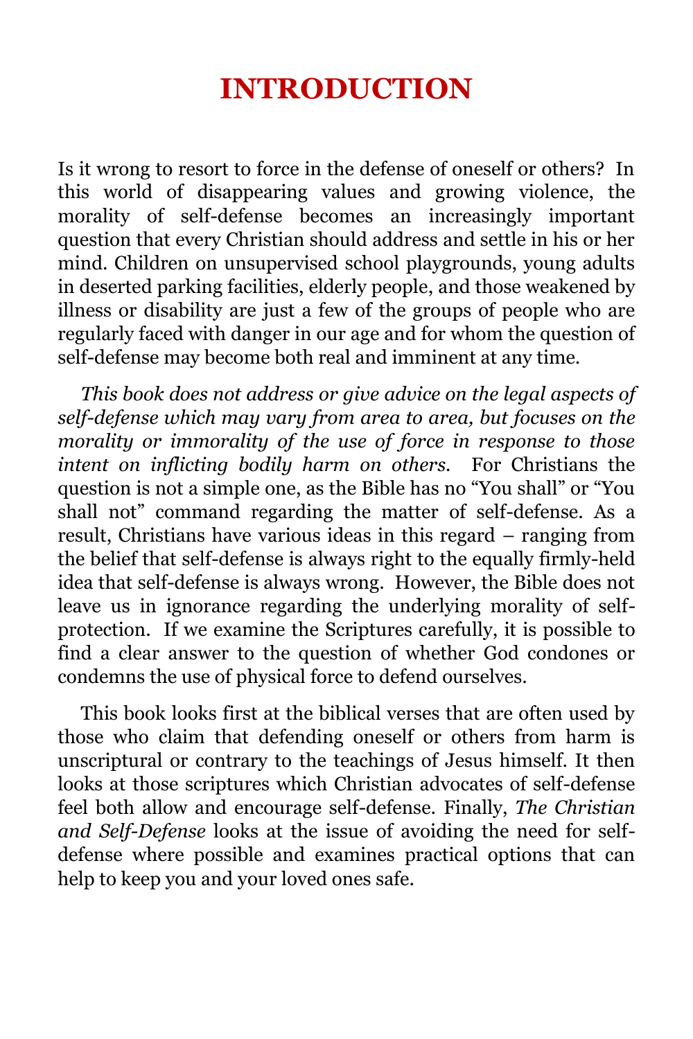# INTRODUCTION

Is it wrong to resort to force in the defense of oneself or others? In this world of disappearing values and growing violence, the morality of self-defense becomes an increasingly important question that every Christian should address and settle in his or her mind. Children on unsupervised school playgrounds, young adults in deserted parking facilities, elderly people, and those weakened by illness or disability are just a few of the groups of people who are regularly faced with danger in our age and for whom the question of self-defense may become both real and imminent at any time.

*This book does not address or give advice on the legal aspects of self-defense which may vary from area to area, but focuses on the morality or immorality of the use of force in response to those intent on inflicting bodily harm on others.* For Christians the question is not a simple one, as the Bible has no "You shall" or "You shall not" command regarding the matter of self-defense. As a result, Christians have various ideas in this regard – ranging from the belief that self-defense is always right to the equally firmly-held idea that self-defense is always wrong. However, the Bible does not leave us in ignorance regarding the underlying morality of self-protection. If we examine the Scriptures carefully, it is possible to find a clear answer to the question of whether God condones or condemns the use of physical force to defend ourselves.

This book looks first at the biblical verses that are often used by those who claim that defending oneself or others from harm is unscriptural or contrary to the teachings of Jesus himself. It then looks at those scriptures which Christian advocates of self-defense feel both allow and encourage self-defense. Finally, *The Christian and Self-Defense* looks at the issue of avoiding the need for self-defense where possible and examines practical options that can help to keep you and your loved ones safe.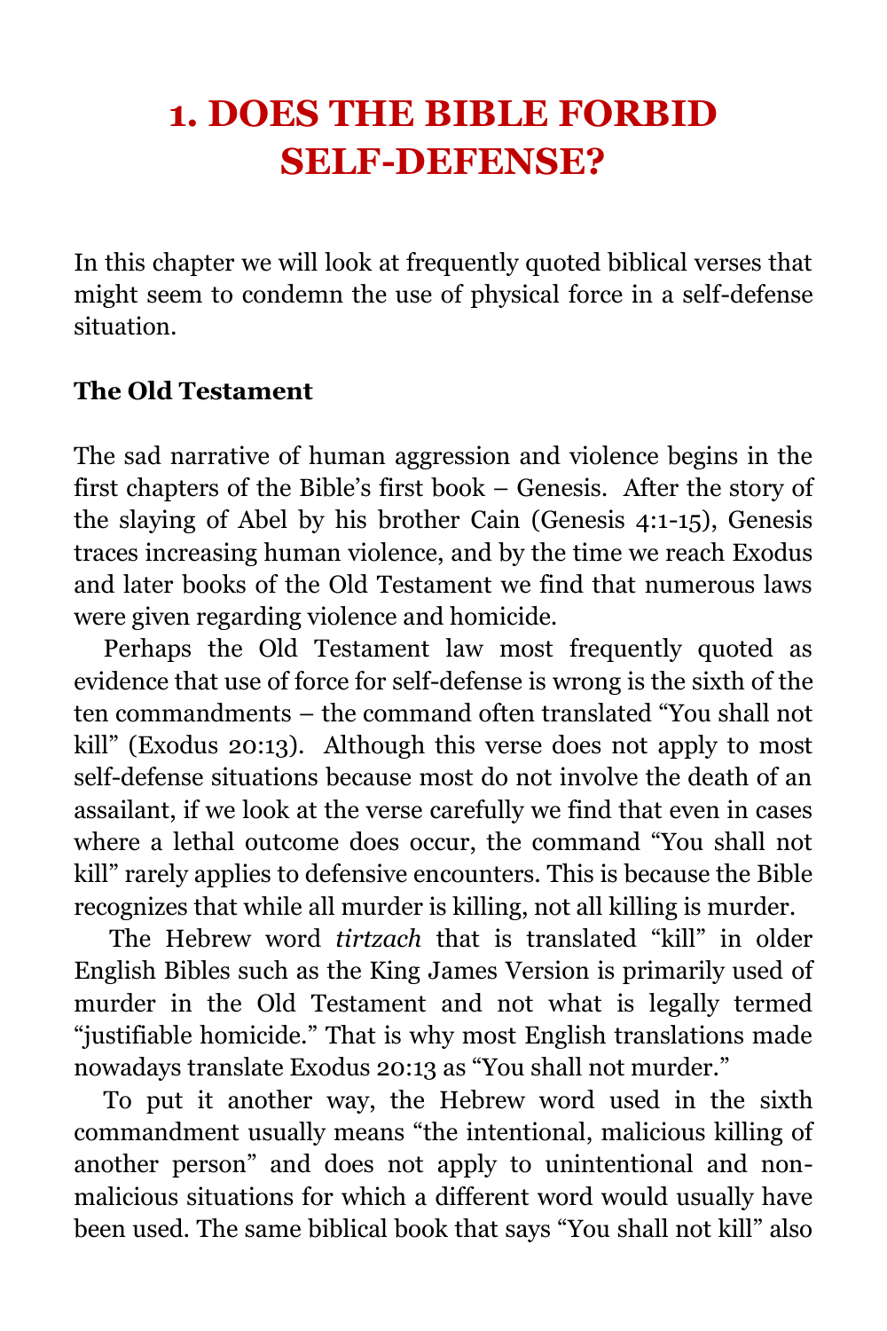# 1. DOES THE BIBLE FORBID SELF-DEFENSE?

In this chapter we will look at frequently quoted biblical verses that might seem to condemn the use of physical force in a self-defense situation.

**The Old Testament**

The sad narrative of human aggression and violence begins in the first chapters of the Bible's first book – Genesis. After the story of the slaying of Abel by his brother Cain (Genesis 4:1-15), Genesis traces increasing human violence, and by the time we reach Exodus and later books of the Old Testament we find that numerous laws were given regarding violence and homicide.

Perhaps the Old Testament law most frequently quoted as evidence that use of force for self-defense is wrong is the sixth of the ten commandments – the command often translated "You shall not kill" (Exodus 20:13). Although this verse does not apply to most self-defense situations because most do not involve the death of an assailant, if we look at the verse carefully we find that even in cases where a lethal outcome does occur, the command "You shall not kill" rarely applies to defensive encounters. This is because the Bible recognizes that while all murder is killing, not all killing is murder.

The Hebrew word *tirtzach* that is translated "kill" in older English Bibles such as the King James Version is primarily used of murder in the Old Testament and not what is legally termed "justifiable homicide." That is why most English translations made nowadays translate Exodus 20:13 as "You shall not murder."

To put it another way, the Hebrew word used in the sixth commandment usually means "the intentional, malicious killing of another person" and does not apply to unintentional and non-malicious situations for which a different word would usually have been used. The same biblical book that says "You shall not kill" also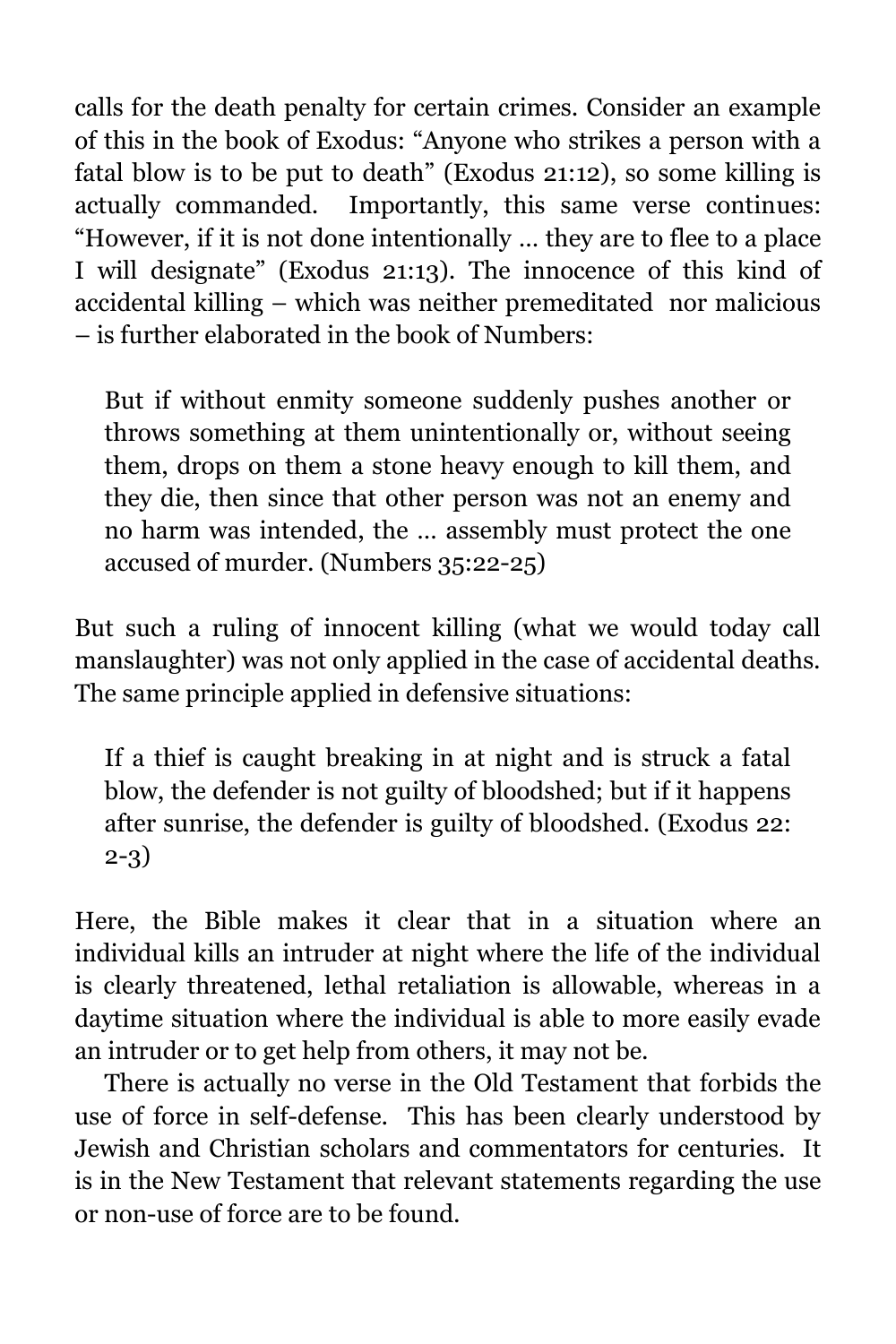calls for the death penalty for certain crimes. Consider an example of this in the book of Exodus: "Anyone who strikes a person with a fatal blow is to be put to death" (Exodus 21:12), so some killing is actually commanded. Importantly, this same verse continues: "However, if it is not done intentionally … they are to flee to a place I will designate" (Exodus 21:13). The innocence of this kind of accidental killing – which was neither premeditated nor malicious – is further elaborated in the book of Numbers:

> But if without enmity someone suddenly pushes another or throws something at them unintentionally or, without seeing them, drops on them a stone heavy enough to kill them, and they die, then since that other person was not an enemy and no harm was intended, the … assembly must protect the one accused of murder. (Numbers 35:22-25)

But such a ruling of innocent killing (what we would today call manslaughter) was not only applied in the case of accidental deaths. The same principle applied in defensive situations:

> If a thief is caught breaking in at night and is struck a fatal blow, the defender is not guilty of bloodshed; but if it happens after sunrise, the defender is guilty of bloodshed. (Exodus 22: 2-3)

Here, the Bible makes it clear that in a situation where an individual kills an intruder at night where the life of the individual is clearly threatened, lethal retaliation is allowable, whereas in a daytime situation where the individual is able to more easily evade an intruder or to get help from others, it may not be.

There is actually no verse in the Old Testament that forbids the use of force in self-defense. This has been clearly understood by Jewish and Christian scholars and commentators for centuries. It is in the New Testament that relevant statements regarding the use or non-use of force are to be found.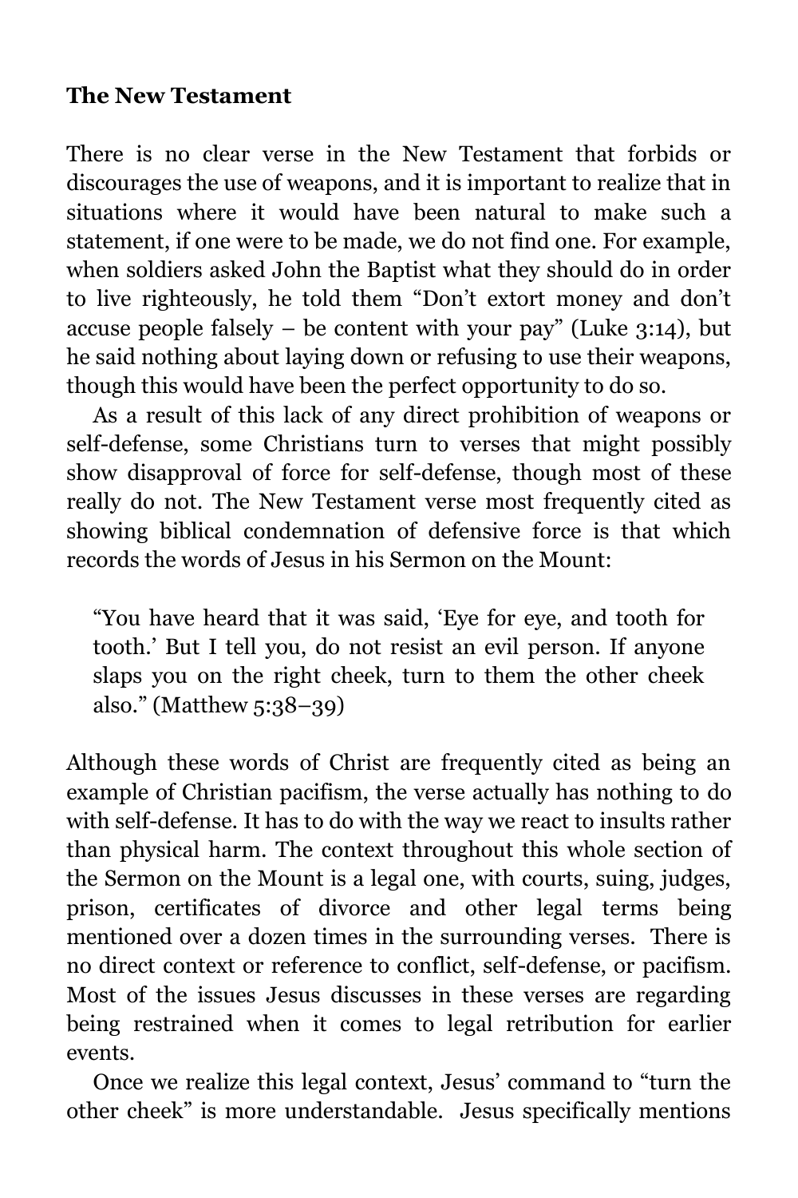**The New Testament**

There is no clear verse in the New Testament that forbids or discourages the use of weapons, and it is important to realize that in situations where it would have been natural to make such a statement, if one were to be made, we do not find one. For example, when soldiers asked John the Baptist what they should do in order to live righteously, he told them "Don't extort money and don't accuse people falsely – be content with your pay" (Luke 3:14), but he said nothing about laying down or refusing to use their weapons, though this would have been the perfect opportunity to do so.

As a result of this lack of any direct prohibition of weapons or self-defense, some Christians turn to verses that might possibly show disapproval of force for self-defense, though most of these really do not. The New Testament verse most frequently cited as showing biblical condemnation of defensive force is that which records the words of Jesus in his Sermon on the Mount:

> "You have heard that it was said, 'Eye for eye, and tooth for tooth.' But I tell you, do not resist an evil person. If anyone slaps you on the right cheek, turn to them the other cheek also." (Matthew 5:38–39)

Although these words of Christ are frequently cited as being an example of Christian pacifism, the verse actually has nothing to do with self-defense. It has to do with the way we react to insults rather than physical harm. The context throughout this whole section of the Sermon on the Mount is a legal one, with courts, suing, judges, prison, certificates of divorce and other legal terms being mentioned over a dozen times in the surrounding verses. There is no direct context or reference to conflict, self-defense, or pacifism. Most of the issues Jesus discusses in these verses are regarding being restrained when it comes to legal retribution for earlier events.

Once we realize this legal context, Jesus' command to "turn the other cheek" is more understandable. Jesus specifically mentions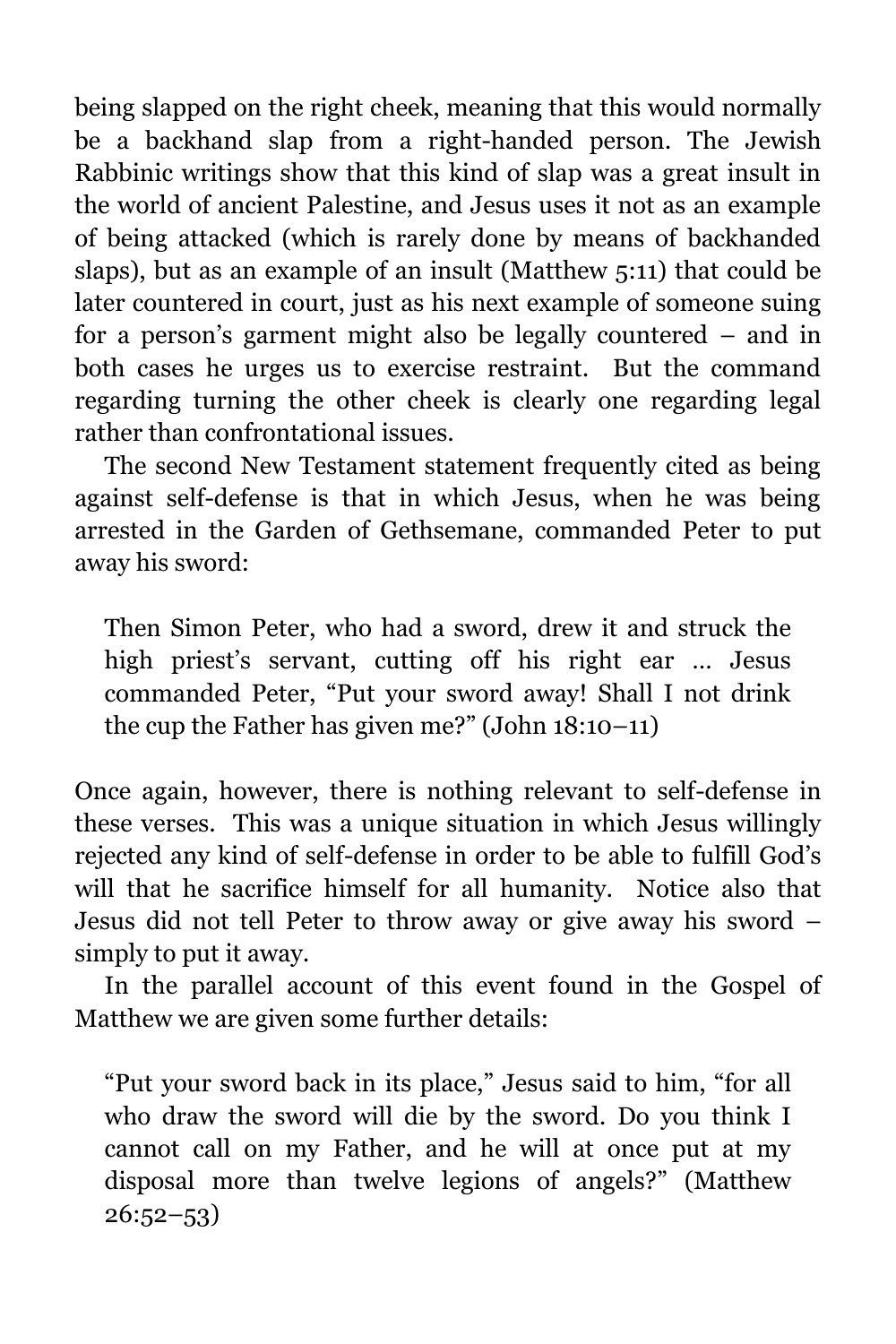being slapped on the right cheek, meaning that this would normally be a backhand slap from a right-handed person. The Jewish Rabbinic writings show that this kind of slap was a great insult in the world of ancient Palestine, and Jesus uses it not as an example of being attacked (which is rarely done by means of backhanded slaps), but as an example of an insult (Matthew 5:11) that could be later countered in court, just as his next example of someone suing for a person's garment might also be legally countered – and in both cases he urges us to exercise restraint. But the command regarding turning the other cheek is clearly one regarding legal rather than confrontational issues.

The second New Testament statement frequently cited as being against self-defense is that in which Jesus, when he was being arrested in the Garden of Gethsemane, commanded Peter to put away his sword:

> Then Simon Peter, who had a sword, drew it and struck the high priest's servant, cutting off his right ear ... Jesus commanded Peter, "Put your sword away! Shall I not drink the cup the Father has given me?" (John 18:10–11)

Once again, however, there is nothing relevant to self-defense in these verses. This was a unique situation in which Jesus willingly rejected any kind of self-defense in order to be able to fulfill God's will that he sacrifice himself for all humanity. Notice also that Jesus did not tell Peter to throw away or give away his sword – simply to put it away.

In the parallel account of this event found in the Gospel of Matthew we are given some further details:

> "Put your sword back in its place," Jesus said to him, "for all who draw the sword will die by the sword. Do you think I cannot call on my Father, and he will at once put at my disposal more than twelve legions of angels?" (Matthew 26:52–53)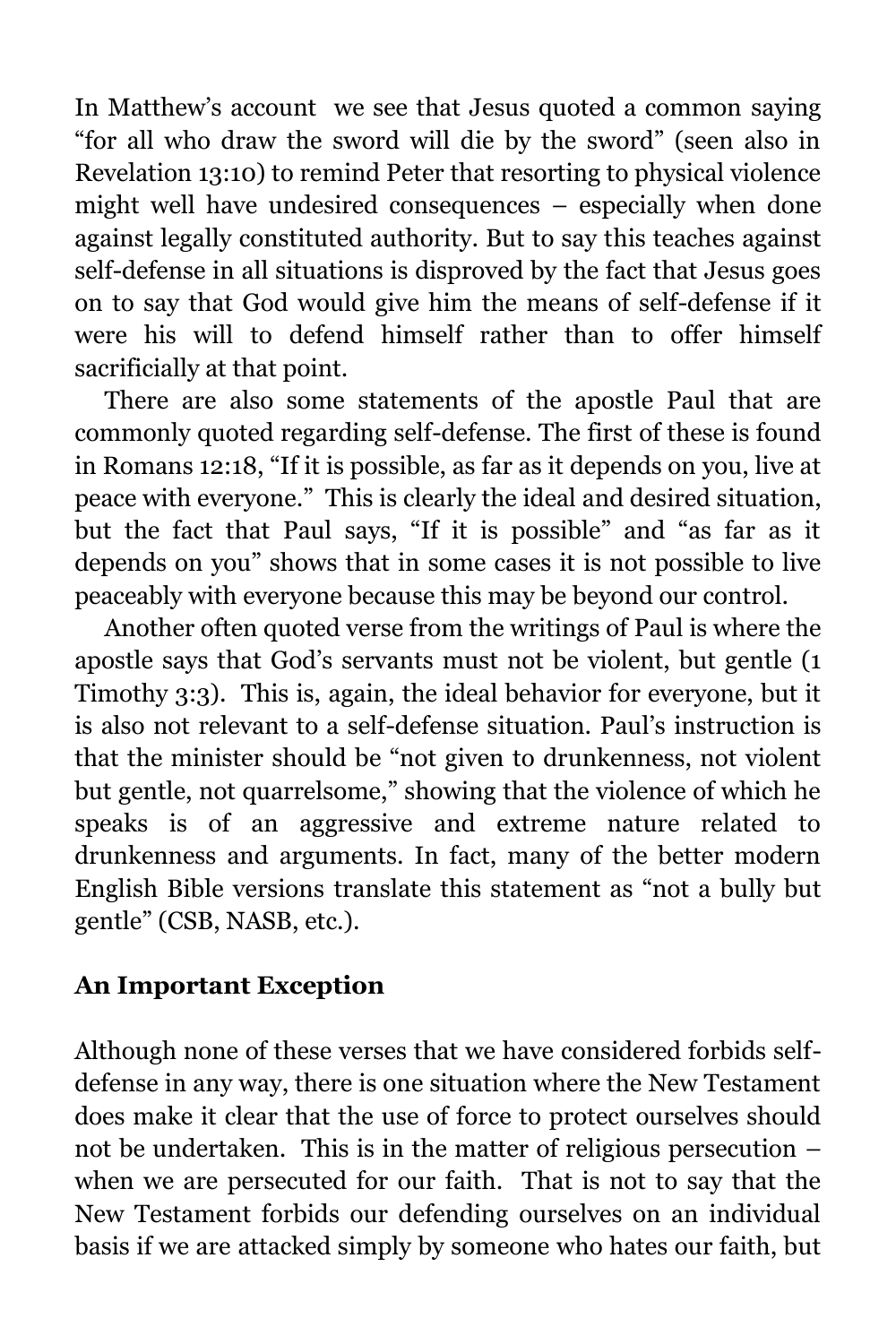In Matthew's account we see that Jesus quoted a common saying "for all who draw the sword will die by the sword" (seen also in Revelation 13:10) to remind Peter that resorting to physical violence might well have undesired consequences – especially when done against legally constituted authority. But to say this teaches against self-defense in all situations is disproved by the fact that Jesus goes on to say that God would give him the means of self-defense if it were his will to defend himself rather than to offer himself sacrificially at that point.

There are also some statements of the apostle Paul that are commonly quoted regarding self-defense. The first of these is found in Romans 12:18, "If it is possible, as far as it depends on you, live at peace with everyone." This is clearly the ideal and desired situation, but the fact that Paul says, "If it is possible" and "as far as it depends on you" shows that in some cases it is not possible to live peaceably with everyone because this may be beyond our control.

Another often quoted verse from the writings of Paul is where the apostle says that God's servants must not be violent, but gentle (1 Timothy 3:3). This is, again, the ideal behavior for everyone, but it is also not relevant to a self-defense situation. Paul's instruction is that the minister should be "not given to drunkenness, not violent but gentle, not quarrelsome," showing that the violence of which he speaks is of an aggressive and extreme nature related to drunkenness and arguments. In fact, many of the better modern English Bible versions translate this statement as "not a bully but gentle" (CSB, NASB, etc.).

**An Important Exception**

Although none of these verses that we have considered forbids self-defense in any way, there is one situation where the New Testament does make it clear that the use of force to protect ourselves should not be undertaken. This is in the matter of religious persecution – when we are persecuted for our faith. That is not to say that the New Testament forbids our defending ourselves on an individual basis if we are attacked simply by someone who hates our faith, but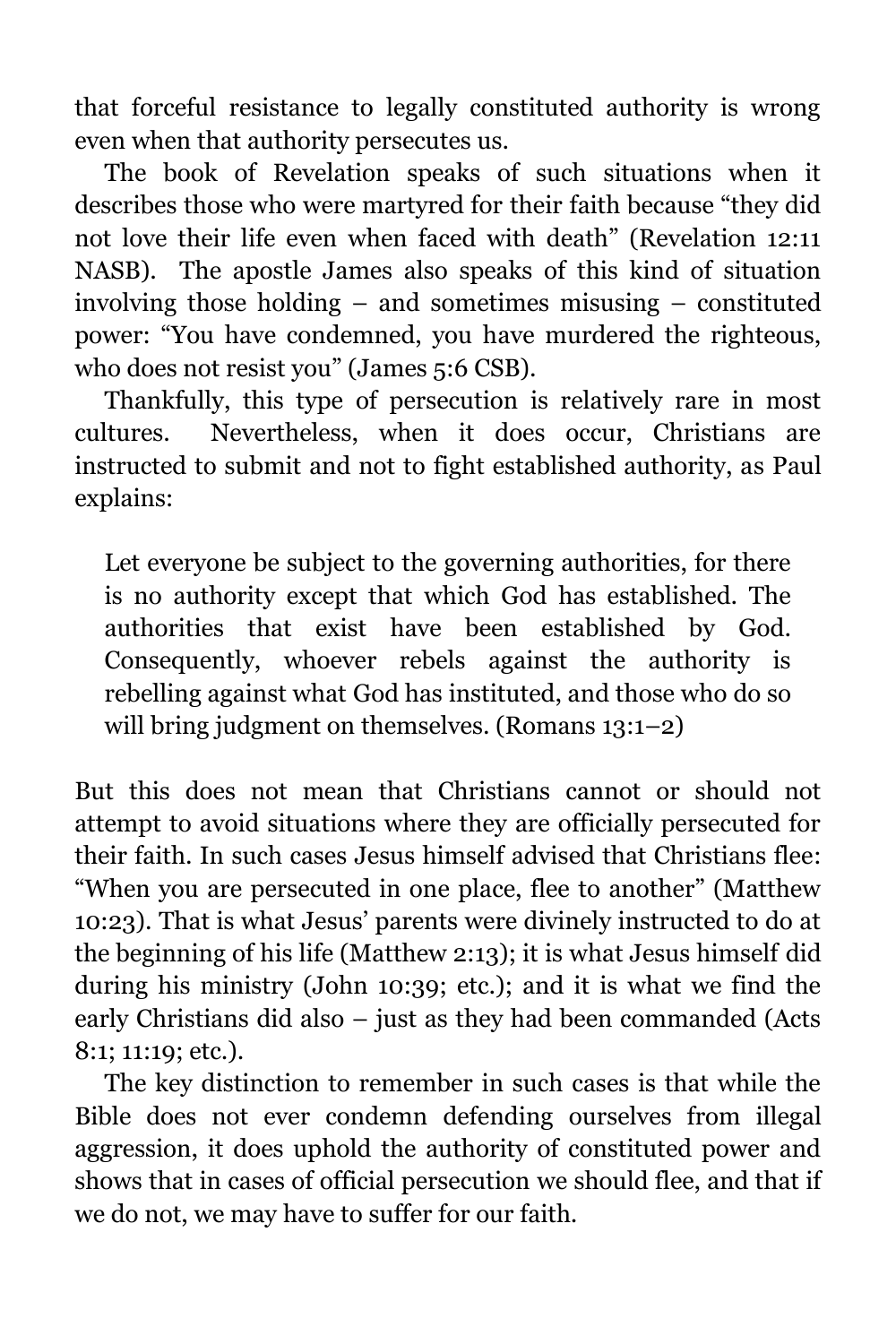that forceful resistance to legally constituted authority is wrong even when that authority persecutes us.

The book of Revelation speaks of such situations when it describes those who were martyred for their faith because "they did not love their life even when faced with death" (Revelation 12:11 NASB). The apostle James also speaks of this kind of situation involving those holding – and sometimes misusing – constituted power: "You have condemned, you have murdered the righteous, who does not resist you" (James 5:6 CSB).

Thankfully, this type of persecution is relatively rare in most cultures. Nevertheless, when it does occur, Christians are instructed to submit and not to fight established authority, as Paul explains:

> Let everyone be subject to the governing authorities, for there is no authority except that which God has established. The authorities that exist have been established by God. Consequently, whoever rebels against the authority is rebelling against what God has instituted, and those who do so will bring judgment on themselves. (Romans 13:1–2)

But this does not mean that Christians cannot or should not attempt to avoid situations where they are officially persecuted for their faith. In such cases Jesus himself advised that Christians flee: "When you are persecuted in one place, flee to another" (Matthew 10:23). That is what Jesus' parents were divinely instructed to do at the beginning of his life (Matthew 2:13); it is what Jesus himself did during his ministry (John 10:39; etc.); and it is what we find the early Christians did also – just as they had been commanded (Acts 8:1; 11:19; etc.).

The key distinction to remember in such cases is that while the Bible does not ever condemn defending ourselves from illegal aggression, it does uphold the authority of constituted power and shows that in cases of official persecution we should flee, and that if we do not, we may have to suffer for our faith.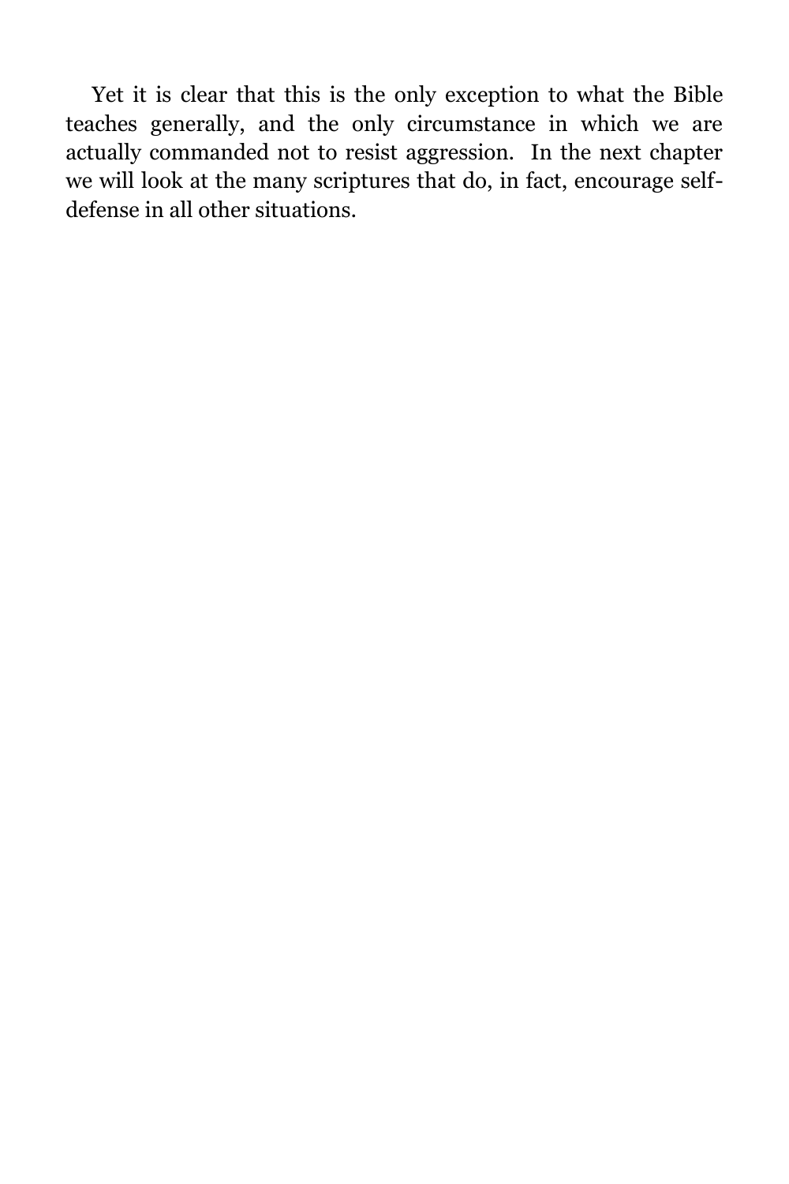Yet it is clear that this is the only exception to what the Bible teaches generally, and the only circumstance in which we are actually commanded not to resist aggression. In the next chapter we will look at the many scriptures that do, in fact, encourage self-defense in all other situations.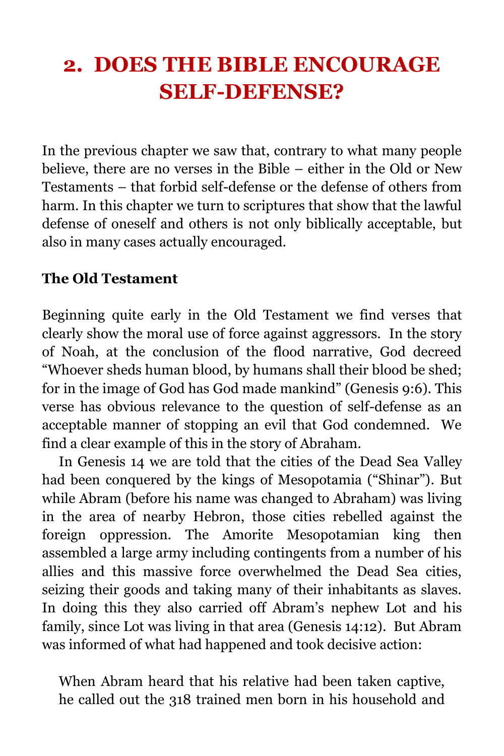# 2. DOES THE BIBLE ENCOURAGE SELF-DEFENSE?

In the previous chapter we saw that, contrary to what many people believe, there are no verses in the Bible – either in the Old or New Testaments – that forbid self-defense or the defense of others from harm. In this chapter we turn to scriptures that show that the lawful defense of oneself and others is not only biblically acceptable, but also in many cases actually encouraged.

**The Old Testament**

Beginning quite early in the Old Testament we find verses that clearly show the moral use of force against aggressors. In the story of Noah, at the conclusion of the flood narrative, God decreed "Whoever sheds human blood, by humans shall their blood be shed; for in the image of God has God made mankind" (Genesis 9:6). This verse has obvious relevance to the question of self-defense as an acceptable manner of stopping an evil that God condemned. We find a clear example of this in the story of Abraham.

In Genesis 14 we are told that the cities of the Dead Sea Valley had been conquered by the kings of Mesopotamia ("Shinar"). But while Abram (before his name was changed to Abraham) was living in the area of nearby Hebron, those cities rebelled against the foreign oppression. The Amorite Mesopotamian king then assembled a large army including contingents from a number of his allies and this massive force overwhelmed the Dead Sea cities, seizing their goods and taking many of their inhabitants as slaves. In doing this they also carried off Abram's nephew Lot and his family, since Lot was living in that area (Genesis 14:12). But Abram was informed of what had happened and took decisive action:

> When Abram heard that his relative had been taken captive, he called out the 318 trained men born in his household and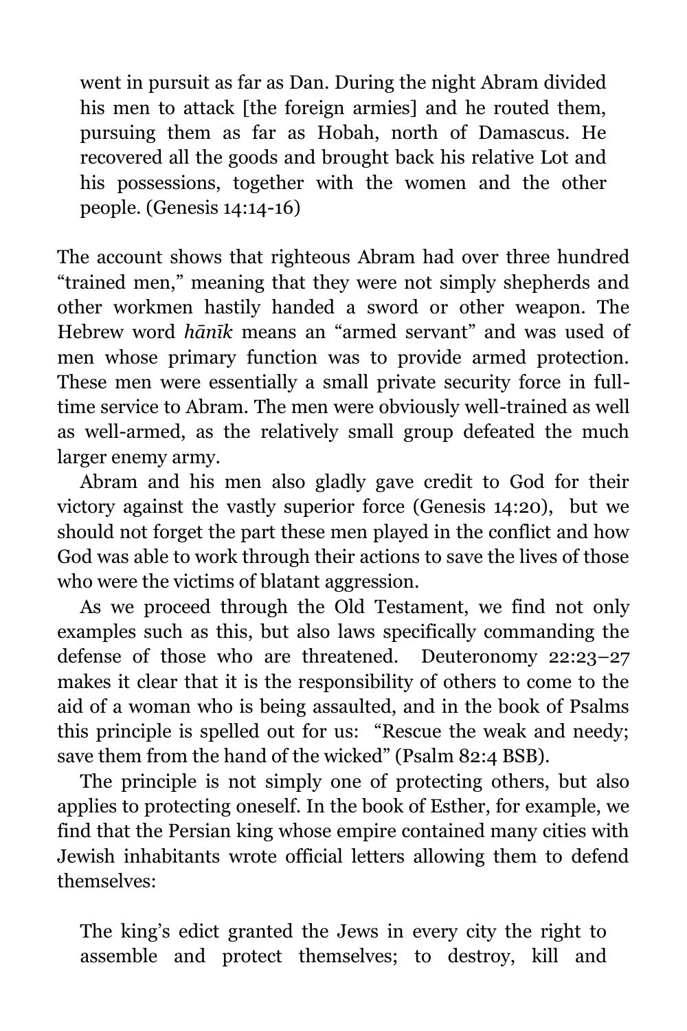> went in pursuit as far as Dan. During the night Abram divided his men to attack [the foreign armies] and he routed them, pursuing them as far as Hobah, north of Damascus. He recovered all the goods and brought back his relative Lot and his possessions, together with the women and the other people. (Genesis 14:14-16)

The account shows that righteous Abram had over three hundred "trained men," meaning that they were not simply shepherds and other workmen hastily handed a sword or other weapon. The Hebrew word *hānīk* means an "armed servant" and was used of men whose primary function was to provide armed protection. These men were essentially a small private security force in full-time service to Abram. The men were obviously well-trained as well as well-armed, as the relatively small group defeated the much larger enemy army.

Abram and his men also gladly gave credit to God for their victory against the vastly superior force (Genesis 14:20), but we should not forget the part these men played in the conflict and how God was able to work through their actions to save the lives of those who were the victims of blatant aggression.

As we proceed through the Old Testament, we find not only examples such as this, but also laws specifically commanding the defense of those who are threatened. Deuteronomy 22:23–27 makes it clear that it is the responsibility of others to come to the aid of a woman who is being assaulted, and in the book of Psalms this principle is spelled out for us: "Rescue the weak and needy; save them from the hand of the wicked" (Psalm 82:4 BSB).

The principle is not simply one of protecting others, but also applies to protecting oneself. In the book of Esther, for example, we find that the Persian king whose empire contained many cities with Jewish inhabitants wrote official letters allowing them to defend themselves:

> The king's edict granted the Jews in every city the right to assemble and protect themselves; to destroy, kill and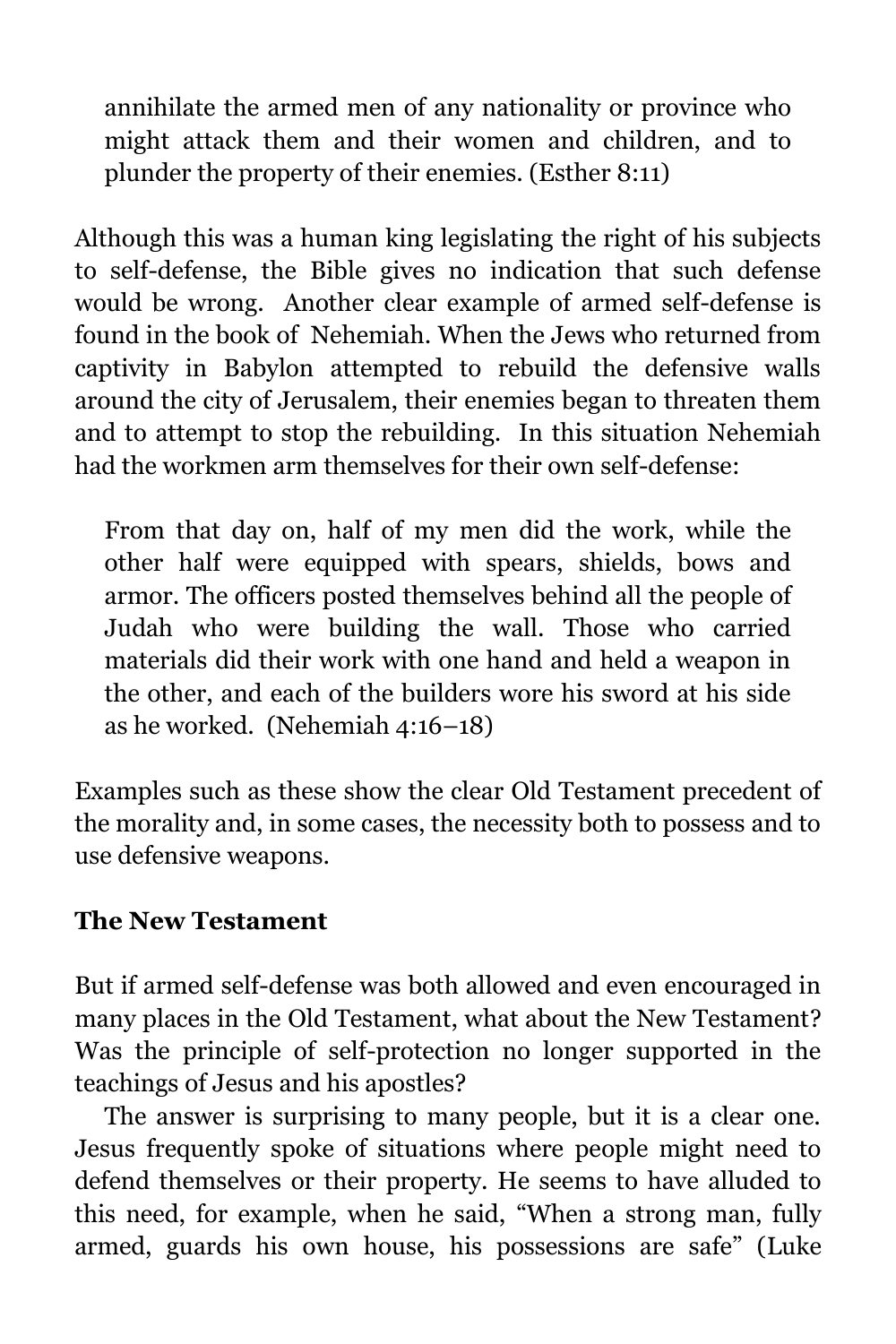> annihilate the armed men of any nationality or province who might attack them and their women and children, and to plunder the property of their enemies. (Esther 8:11)

Although this was a human king legislating the right of his subjects to self-defense, the Bible gives no indication that such defense would be wrong. Another clear example of armed self-defense is found in the book of Nehemiah. When the Jews who returned from captivity in Babylon attempted to rebuild the defensive walls around the city of Jerusalem, their enemies began to threaten them and to attempt to stop the rebuilding. In this situation Nehemiah had the workmen arm themselves for their own self-defense:

> From that day on, half of my men did the work, while the other half were equipped with spears, shields, bows and armor. The officers posted themselves behind all the people of Judah who were building the wall. Those who carried materials did their work with one hand and held a weapon in the other, and each of the builders wore his sword at his side as he worked. (Nehemiah 4:16–18)

Examples such as these show the clear Old Testament precedent of the morality and, in some cases, the necessity both to possess and to use defensive weapons.

**The New Testament**

But if armed self-defense was both allowed and even encouraged in many places in the Old Testament, what about the New Testament? Was the principle of self-protection no longer supported in the teachings of Jesus and his apostles?

The answer is surprising to many people, but it is a clear one. Jesus frequently spoke of situations where people might need to defend themselves or their property. He seems to have alluded to this need, for example, when he said, "When a strong man, fully armed, guards his own house, his possessions are safe" (Luke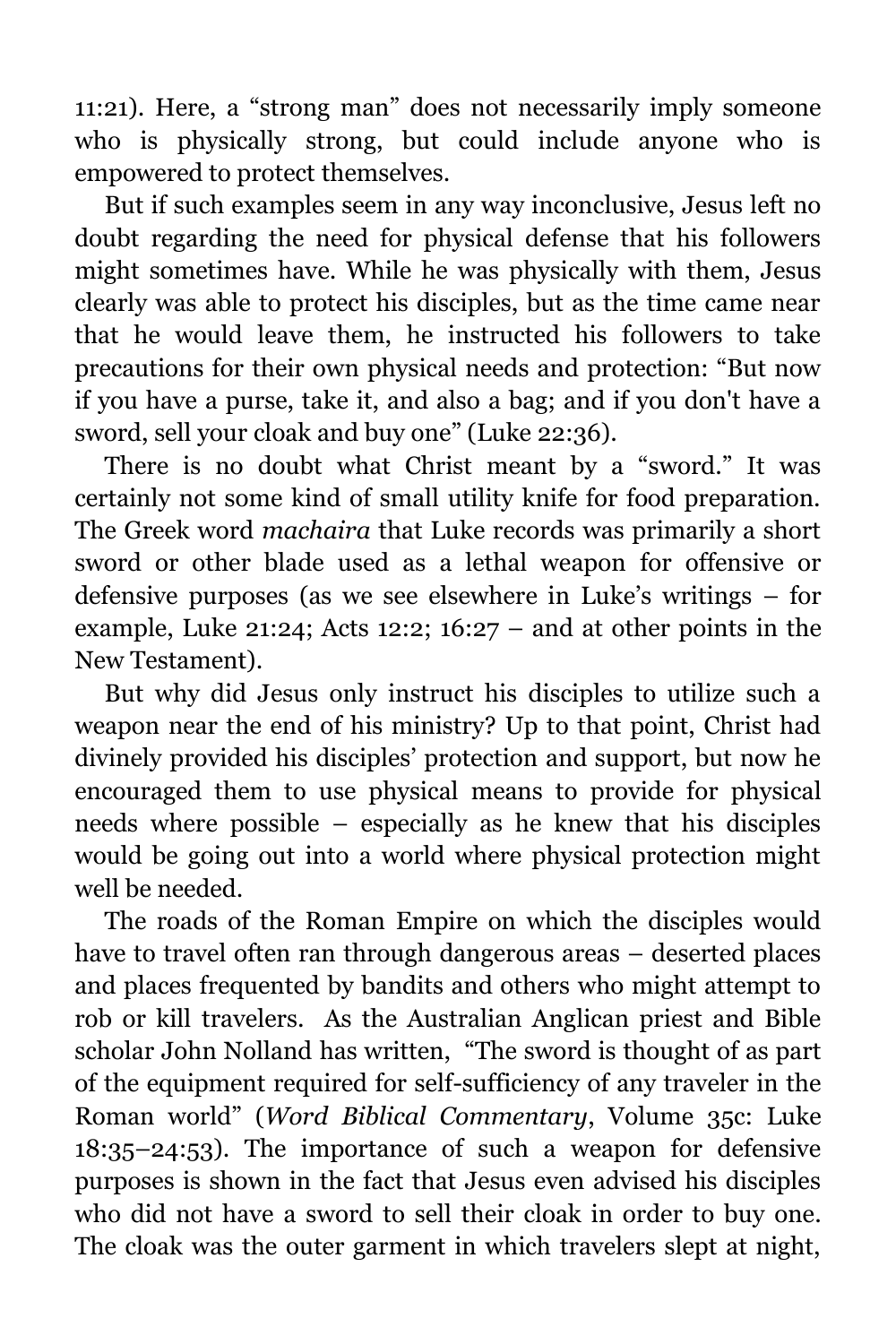11:21). Here, a “strong man” does not necessarily imply someone who is physically strong, but could include anyone who is empowered to protect themselves.

But if such examples seem in any way inconclusive, Jesus left no doubt regarding the need for physical defense that his followers might sometimes have. While he was physically with them, Jesus clearly was able to protect his disciples, but as the time came near that he would leave them, he instructed his followers to take precautions for their own physical needs and protection: “But now if you have a purse, take it, and also a bag; and if you don't have a sword, sell your cloak and buy one” (Luke 22:36).

There is no doubt what Christ meant by a “sword.” It was certainly not some kind of small utility knife for food preparation. The Greek word *machaira* that Luke records was primarily a short sword or other blade used as a lethal weapon for offensive or defensive purposes (as we see elsewhere in Luke’s writings – for example, Luke 21:24; Acts 12:2; 16:27 – and at other points in the New Testament).

But why did Jesus only instruct his disciples to utilize such a weapon near the end of his ministry? Up to that point, Christ had divinely provided his disciples’ protection and support, but now he encouraged them to use physical means to provide for physical needs where possible – especially as he knew that his disciples would be going out into a world where physical protection might well be needed.

The roads of the Roman Empire on which the disciples would have to travel often ran through dangerous areas – deserted places and places frequented by bandits and others who might attempt to rob or kill travelers. As the Australian Anglican priest and Bible scholar John Nolland has written, “The sword is thought of as part of the equipment required for self-sufficiency of any traveler in the Roman world” (*Word Biblical Commentary*, Volume 35c: Luke 18:35–24:53). The importance of such a weapon for defensive purposes is shown in the fact that Jesus even advised his disciples who did not have a sword to sell their cloak in order to buy one. The cloak was the outer garment in which travelers slept at night,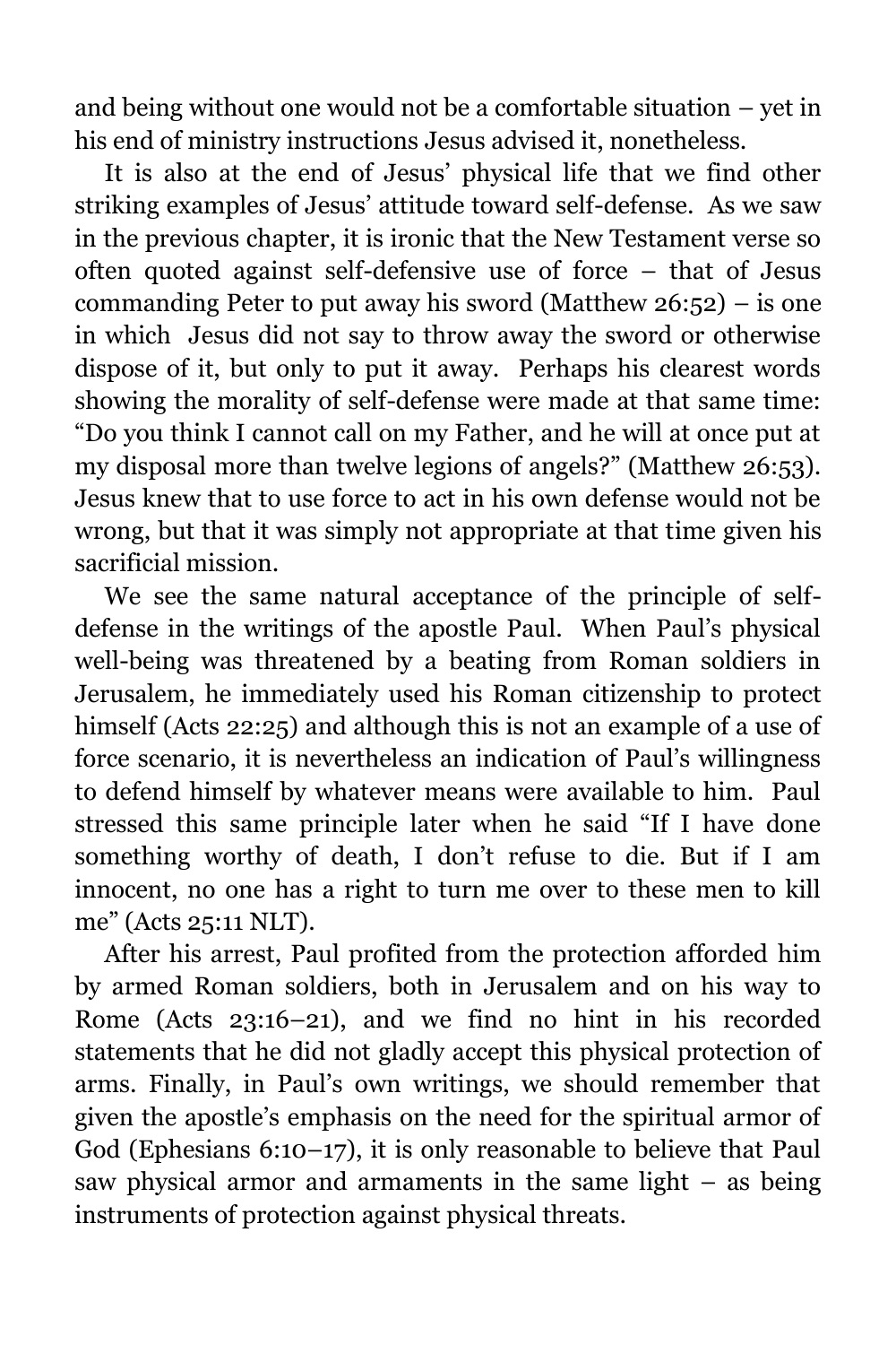and being without one would not be a comfortable situation – yet in his end of ministry instructions Jesus advised it, nonetheless.

It is also at the end of Jesus' physical life that we find other striking examples of Jesus' attitude toward self-defense. As we saw in the previous chapter, it is ironic that the New Testament verse so often quoted against self-defensive use of force – that of Jesus commanding Peter to put away his sword (Matthew 26:52) – is one in which Jesus did not say to throw away the sword or otherwise dispose of it, but only to put it away. Perhaps his clearest words showing the morality of self-defense were made at that same time: "Do you think I cannot call on my Father, and he will at once put at my disposal more than twelve legions of angels?" (Matthew 26:53). Jesus knew that to use force to act in his own defense would not be wrong, but that it was simply not appropriate at that time given his sacrificial mission.

We see the same natural acceptance of the principle of self-defense in the writings of the apostle Paul. When Paul's physical well-being was threatened by a beating from Roman soldiers in Jerusalem, he immediately used his Roman citizenship to protect himself (Acts 22:25) and although this is not an example of a use of force scenario, it is nevertheless an indication of Paul's willingness to defend himself by whatever means were available to him. Paul stressed this same principle later when he said "If I have done something worthy of death, I don't refuse to die. But if I am innocent, no one has a right to turn me over to these men to kill me" (Acts 25:11 NLT).

After his arrest, Paul profited from the protection afforded him by armed Roman soldiers, both in Jerusalem and on his way to Rome (Acts 23:16–21), and we find no hint in his recorded statements that he did not gladly accept this physical protection of arms. Finally, in Paul's own writings, we should remember that given the apostle's emphasis on the need for the spiritual armor of God (Ephesians 6:10–17), it is only reasonable to believe that Paul saw physical armor and armaments in the same light – as being instruments of protection against physical threats.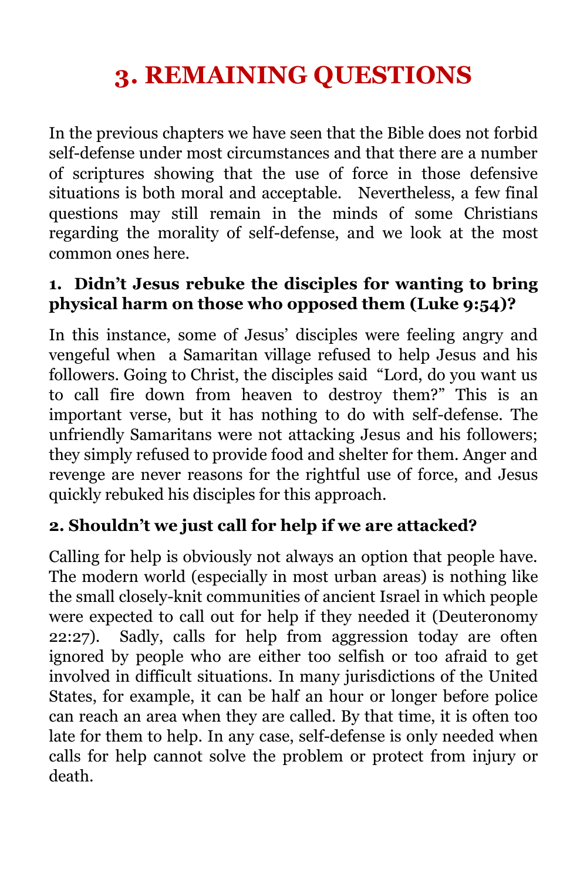# 3. REMAINING QUESTIONS

In the previous chapters we have seen that the Bible does not forbid self-defense under most circumstances and that there are a number of scriptures showing that the use of force in those defensive situations is both moral and acceptable. Nevertheless, a few final questions may still remain in the minds of some Christians regarding the morality of self-defense, and we look at the most common ones here.

### 1. Didn't Jesus rebuke the disciples for wanting to bring physical harm on those who opposed them (Luke 9:54)?

In this instance, some of Jesus' disciples were feeling angry and vengeful when a Samaritan village refused to help Jesus and his followers. Going to Christ, the disciples said "Lord, do you want us to call fire down from heaven to destroy them?" This is an important verse, but it has nothing to do with self-defense. The unfriendly Samaritans were not attacking Jesus and his followers; they simply refused to provide food and shelter for them. Anger and revenge are never reasons for the rightful use of force, and Jesus quickly rebuked his disciples for this approach.

### 2. Shouldn't we just call for help if we are attacked?

Calling for help is obviously not always an option that people have. The modern world (especially in most urban areas) is nothing like the small closely-knit communities of ancient Israel in which people were expected to call out for help if they needed it (Deuteronomy 22:27). Sadly, calls for help from aggression today are often ignored by people who are either too selfish or too afraid to get involved in difficult situations. In many jurisdictions of the United States, for example, it can be half an hour or longer before police can reach an area when they are called. By that time, it is often too late for them to help. In any case, self-defense is only needed when calls for help cannot solve the problem or protect from injury or death.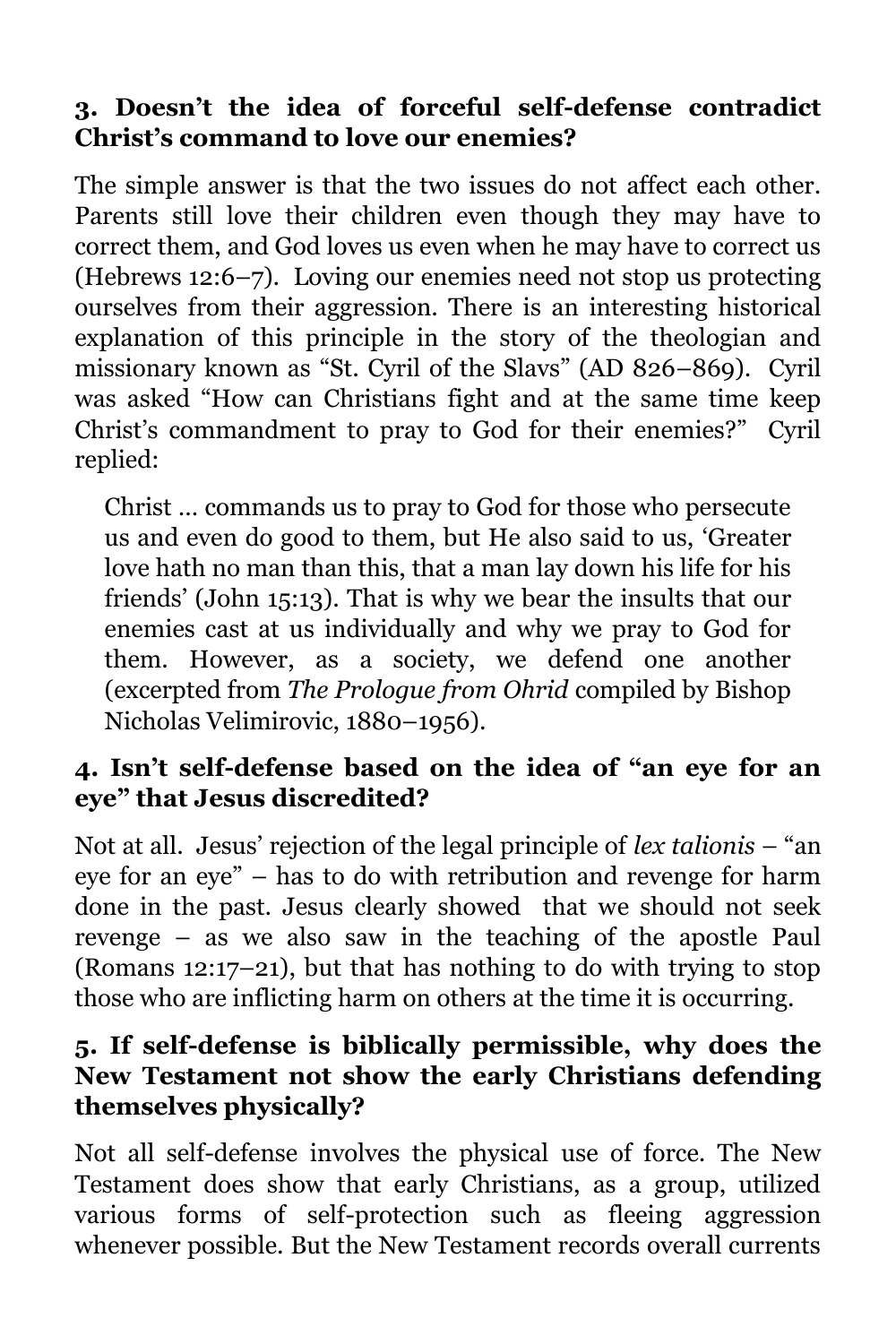### 3. Doesn't the idea of forceful self-defense contradict Christ's command to love our enemies?

The simple answer is that the two issues do not affect each other. Parents still love their children even though they may have to correct them, and God loves us even when he may have to correct us (Hebrews 12:6–7). Loving our enemies need not stop us protecting ourselves from their aggression. There is an interesting historical explanation of this principle in the story of the theologian and missionary known as "St. Cyril of the Slavs" (AD 826–869). Cyril was asked "How can Christians fight and at the same time keep Christ's commandment to pray to God for their enemies?" Cyril replied:

> Christ … commands us to pray to God for those who persecute us and even do good to them, but He also said to us, 'Greater love hath no man than this, that a man lay down his life for his friends' (John 15:13). That is why we bear the insults that our enemies cast at us individually and why we pray to God for them. However, as a society, we defend one another (excerpted from *The Prologue from Ohrid* compiled by Bishop Nicholas Velimirovic, 1880–1956).

### 4. Isn't self-defense based on the idea of "an eye for an eye" that Jesus discredited?

Not at all. Jesus' rejection of the legal principle of *lex talionis* – "an eye for an eye" – has to do with retribution and revenge for harm done in the past. Jesus clearly showed that we should not seek revenge – as we also saw in the teaching of the apostle Paul (Romans 12:17–21), but that has nothing to do with trying to stop those who are inflicting harm on others at the time it is occurring.

### 5. If self-defense is biblically permissible, why does the New Testament not show the early Christians defending themselves physically?

Not all self-defense involves the physical use of force. The New Testament does show that early Christians, as a group, utilized various forms of self-protection such as fleeing aggression whenever possible. But the New Testament records overall currents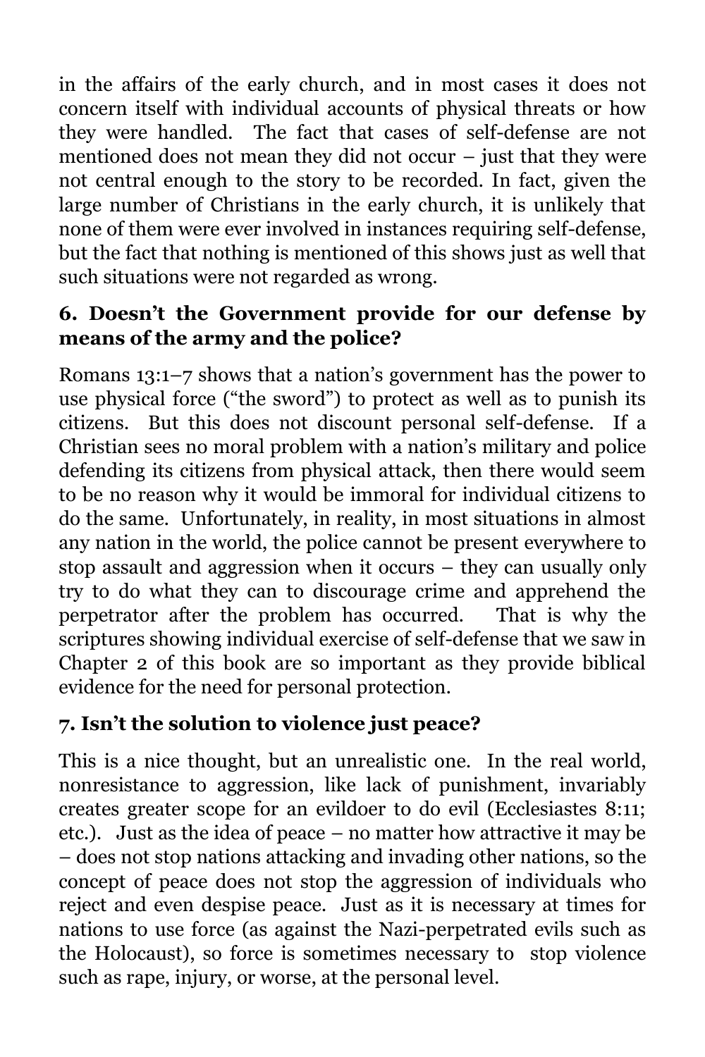in the affairs of the early church, and in most cases it does not concern itself with individual accounts of physical threats or how they were handled. The fact that cases of self-defense are not mentioned does not mean they did not occur – just that they were not central enough to the story to be recorded. In fact, given the large number of Christians in the early church, it is unlikely that none of them were ever involved in instances requiring self-defense, but the fact that nothing is mentioned of this shows just as well that such situations were not regarded as wrong.

### 6. Doesn't the Government provide for our defense by means of the army and the police?

Romans 13:1–7 shows that a nation's government has the power to use physical force ("the sword") to protect as well as to punish its citizens. But this does not discount personal self-defense. If a Christian sees no moral problem with a nation's military and police defending its citizens from physical attack, then there would seem to be no reason why it would be immoral for individual citizens to do the same. Unfortunately, in reality, in most situations in almost any nation in the world, the police cannot be present everywhere to stop assault and aggression when it occurs – they can usually only try to do what they can to discourage crime and apprehend the perpetrator after the problem has occurred. That is why the scriptures showing individual exercise of self-defense that we saw in Chapter 2 of this book are so important as they provide biblical evidence for the need for personal protection.

### 7. Isn't the solution to violence just peace?

This is a nice thought, but an unrealistic one. In the real world, nonresistance to aggression, like lack of punishment, invariably creates greater scope for an evildoer to do evil (Ecclesiastes 8:11; etc.). Just as the idea of peace – no matter how attractive it may be – does not stop nations attacking and invading other nations, so the concept of peace does not stop the aggression of individuals who reject and even despise peace. Just as it is necessary at times for nations to use force (as against the Nazi-perpetrated evils such as the Holocaust), so force is sometimes necessary to stop violence such as rape, injury, or worse, at the personal level.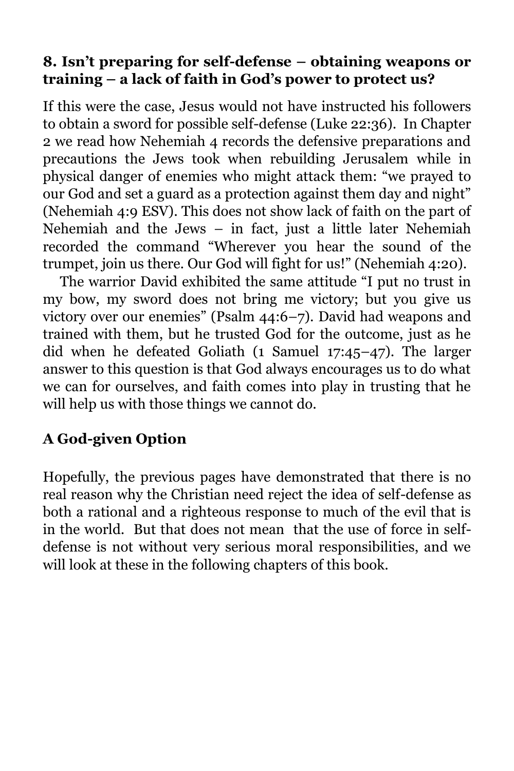### 8. Isn't preparing for self-defense – obtaining weapons or training – a lack of faith in God's power to protect us?

If this were the case, Jesus would not have instructed his followers to obtain a sword for possible self-defense (Luke 22:36). In Chapter 2 we read how Nehemiah 4 records the defensive preparations and precautions the Jews took when rebuilding Jerusalem while in physical danger of enemies who might attack them: "we prayed to our God and set a guard as a protection against them day and night" (Nehemiah 4:9 ESV). This does not show lack of faith on the part of Nehemiah and the Jews – in fact, just a little later Nehemiah recorded the command "Wherever you hear the sound of the trumpet, join us there. Our God will fight for us!" (Nehemiah 4:20).

The warrior David exhibited the same attitude "I put no trust in my bow, my sword does not bring me victory; but you give us victory over our enemies" (Psalm 44:6–7). David had weapons and trained with them, but he trusted God for the outcome, just as he did when he defeated Goliath (1 Samuel 17:45–47). The larger answer to this question is that God always encourages us to do what we can for ourselves, and faith comes into play in trusting that he will help us with those things we cannot do.

### A God-given Option

Hopefully, the previous pages have demonstrated that there is no real reason why the Christian need reject the idea of self-defense as both a rational and a righteous response to much of the evil that is in the world. But that does not mean that the use of force in self-defense is not without very serious moral responsibilities, and we will look at these in the following chapters of this book.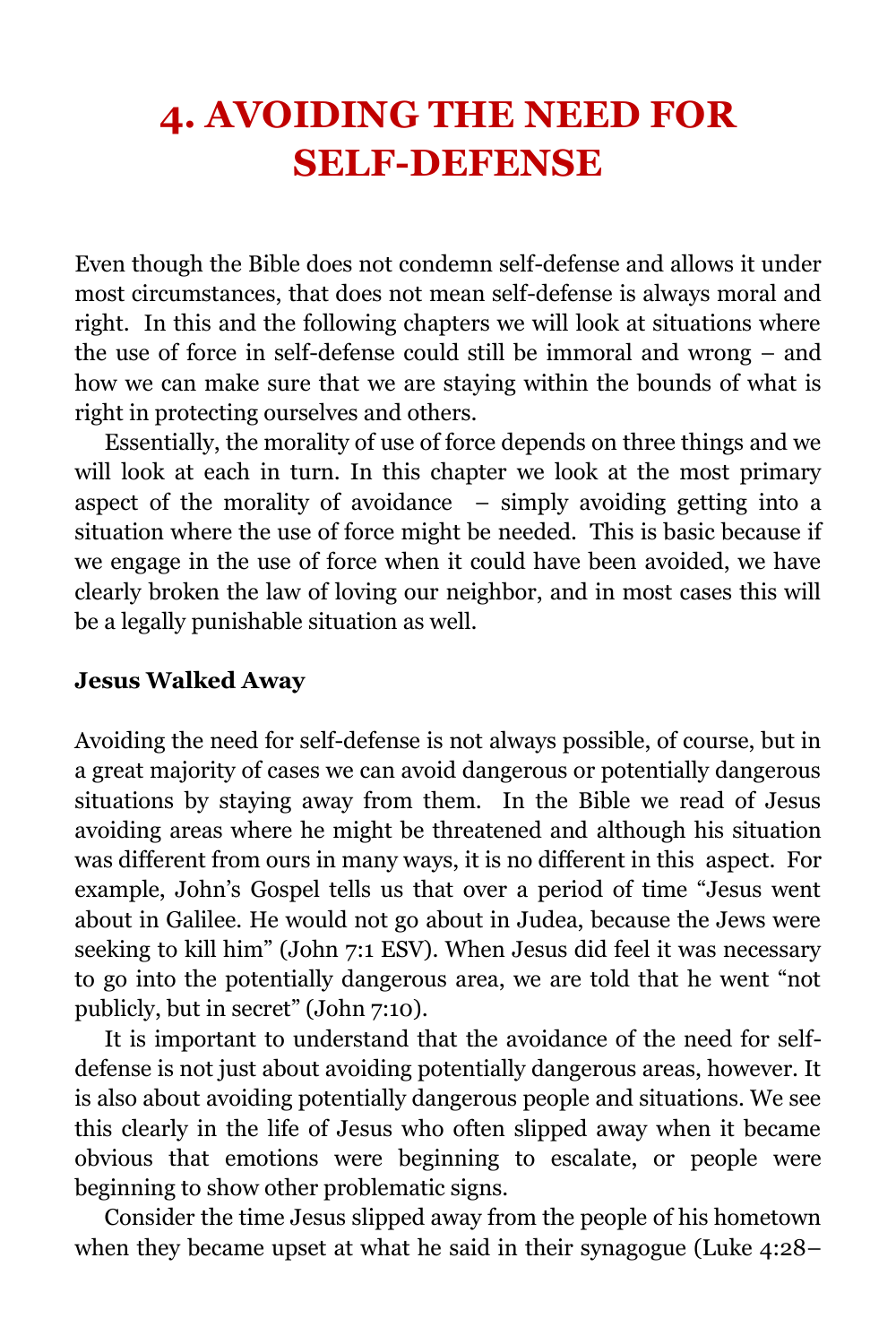# 4. AVOIDING THE NEED FOR SELF-DEFENSE

Even though the Bible does not condemn self-defense and allows it under most circumstances, that does not mean self-defense is always moral and right. In this and the following chapters we will look at situations where the use of force in self-defense could still be immoral and wrong – and how we can make sure that we are staying within the bounds of what is right in protecting ourselves and others.

Essentially, the morality of use of force depends on three things and we will look at each in turn. In this chapter we look at the most primary aspect of the morality of avoidance – simply avoiding getting into a situation where the use of force might be needed. This is basic because if we engage in the use of force when it could have been avoided, we have clearly broken the law of loving our neighbor, and in most cases this will be a legally punishable situation as well.

**Jesus Walked Away**

Avoiding the need for self-defense is not always possible, of course, but in a great majority of cases we can avoid dangerous or potentially dangerous situations by staying away from them. In the Bible we read of Jesus avoiding areas where he might be threatened and although his situation was different from ours in many ways, it is no different in this aspect. For example, John's Gospel tells us that over a period of time "Jesus went about in Galilee. He would not go about in Judea, because the Jews were seeking to kill him" (John 7:1 ESV). When Jesus did feel it was necessary to go into the potentially dangerous area, we are told that he went "not publicly, but in secret" (John 7:10).

It is important to understand that the avoidance of the need for self-defense is not just about avoiding potentially dangerous areas, however. It is also about avoiding potentially dangerous people and situations. We see this clearly in the life of Jesus who often slipped away when it became obvious that emotions were beginning to escalate, or people were beginning to show other problematic signs.

Consider the time Jesus slipped away from the people of his hometown when they became upset at what he said in their synagogue (Luke 4:28–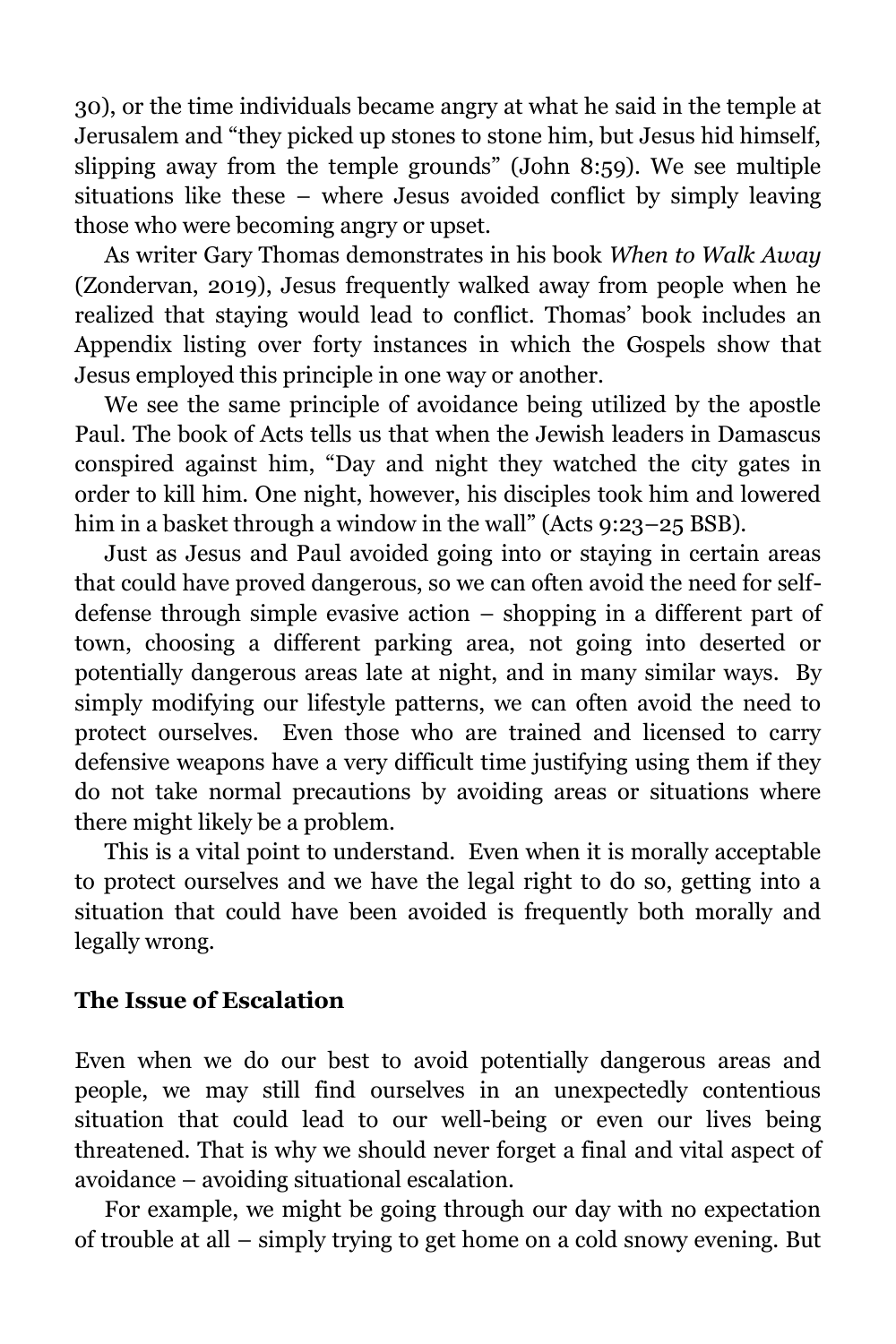30), or the time individuals became angry at what he said in the temple at Jerusalem and "they picked up stones to stone him, but Jesus hid himself, slipping away from the temple grounds" (John 8:59). We see multiple situations like these – where Jesus avoided conflict by simply leaving those who were becoming angry or upset.

As writer Gary Thomas demonstrates in his book *When to Walk Away* (Zondervan, 2019), Jesus frequently walked away from people when he realized that staying would lead to conflict. Thomas' book includes an Appendix listing over forty instances in which the Gospels show that Jesus employed this principle in one way or another.

We see the same principle of avoidance being utilized by the apostle Paul. The book of Acts tells us that when the Jewish leaders in Damascus conspired against him, "Day and night they watched the city gates in order to kill him. One night, however, his disciples took him and lowered him in a basket through a window in the wall" (Acts 9:23–25 BSB).

Just as Jesus and Paul avoided going into or staying in certain areas that could have proved dangerous, so we can often avoid the need for self-defense through simple evasive action – shopping in a different part of town, choosing a different parking area, not going into deserted or potentially dangerous areas late at night, and in many similar ways. By simply modifying our lifestyle patterns, we can often avoid the need to protect ourselves. Even those who are trained and licensed to carry defensive weapons have a very difficult time justifying using them if they do not take normal precautions by avoiding areas or situations where there might likely be a problem.

This is a vital point to understand. Even when it is morally acceptable to protect ourselves and we have the legal right to do so, getting into a situation that could have been avoided is frequently both morally and legally wrong.

**The Issue of Escalation**

Even when we do our best to avoid potentially dangerous areas and people, we may still find ourselves in an unexpectedly contentious situation that could lead to our well-being or even our lives being threatened. That is why we should never forget a final and vital aspect of avoidance – avoiding situational escalation.

For example, we might be going through our day with no expectation of trouble at all – simply trying to get home on a cold snowy evening. But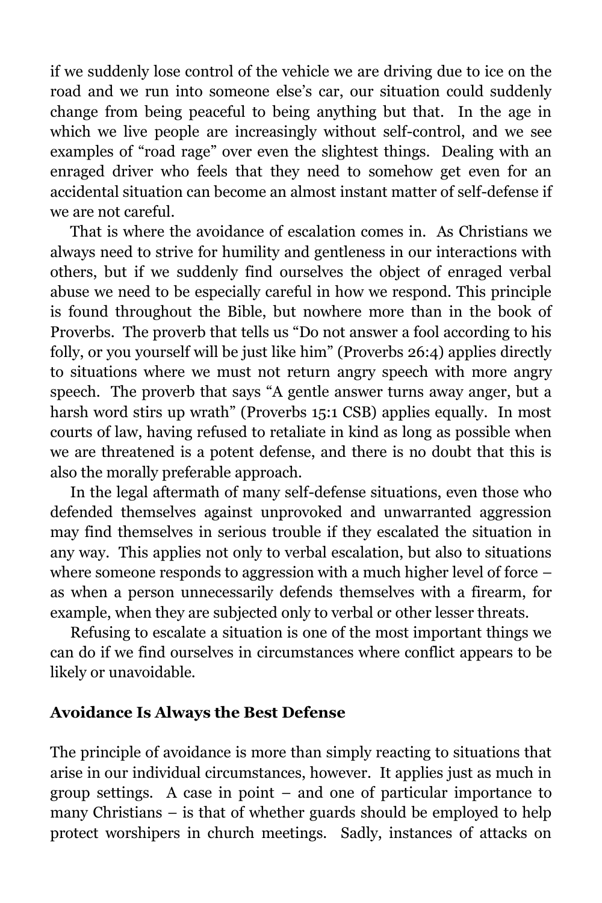if we suddenly lose control of the vehicle we are driving due to ice on the road and we run into someone else's car, our situation could suddenly change from being peaceful to being anything but that. In the age in which we live people are increasingly without self-control, and we see examples of "road rage" over even the slightest things. Dealing with an enraged driver who feels that they need to somehow get even for an accidental situation can become an almost instant matter of self-defense if we are not careful.

That is where the avoidance of escalation comes in. As Christians we always need to strive for humility and gentleness in our interactions with others, but if we suddenly find ourselves the object of enraged verbal abuse we need to be especially careful in how we respond. This principle is found throughout the Bible, but nowhere more than in the book of Proverbs. The proverb that tells us "Do not answer a fool according to his folly, or you yourself will be just like him" (Proverbs 26:4) applies directly to situations where we must not return angry speech with more angry speech. The proverb that says "A gentle answer turns away anger, but a harsh word stirs up wrath" (Proverbs 15:1 CSB) applies equally. In most courts of law, having refused to retaliate in kind as long as possible when we are threatened is a potent defense, and there is no doubt that this is also the morally preferable approach.

In the legal aftermath of many self-defense situations, even those who defended themselves against unprovoked and unwarranted aggression may find themselves in serious trouble if they escalated the situation in any way. This applies not only to verbal escalation, but also to situations where someone responds to aggression with a much higher level of force – as when a person unnecessarily defends themselves with a firearm, for example, when they are subjected only to verbal or other lesser threats.

Refusing to escalate a situation is one of the most important things we can do if we find ourselves in circumstances where conflict appears to be likely or unavoidable.

### Avoidance Is Always the Best Defense

The principle of avoidance is more than simply reacting to situations that arise in our individual circumstances, however. It applies just as much in group settings. A case in point – and one of particular importance to many Christians – is that of whether guards should be employed to help protect worshipers in church meetings. Sadly, instances of attacks on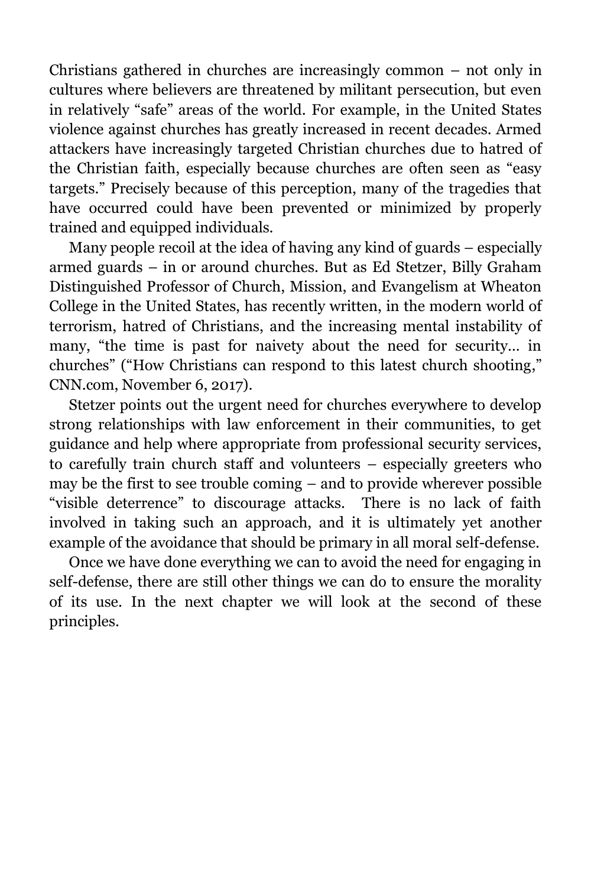Christians gathered in churches are increasingly common – not only in cultures where believers are threatened by militant persecution, but even in relatively "safe" areas of the world. For example, in the United States violence against churches has greatly increased in recent decades. Armed attackers have increasingly targeted Christian churches due to hatred of the Christian faith, especially because churches are often seen as "easy targets." Precisely because of this perception, many of the tragedies that have occurred could have been prevented or minimized by properly trained and equipped individuals.

Many people recoil at the idea of having any kind of guards – especially armed guards – in or around churches. But as Ed Stetzer, Billy Graham Distinguished Professor of Church, Mission, and Evangelism at Wheaton College in the United States, has recently written, in the modern world of terrorism, hatred of Christians, and the increasing mental instability of many, "the time is past for naivety about the need for security… in churches" ("How Christians can respond to this latest church shooting," CNN.com, November 6, 2017).

Stetzer points out the urgent need for churches everywhere to develop strong relationships with law enforcement in their communities, to get guidance and help where appropriate from professional security services, to carefully train church staff and volunteers – especially greeters who may be the first to see trouble coming – and to provide wherever possible "visible deterrence" to discourage attacks. There is no lack of faith involved in taking such an approach, and it is ultimately yet another example of the avoidance that should be primary in all moral self-defense.

Once we have done everything we can to avoid the need for engaging in self-defense, there are still other things we can do to ensure the morality of its use. In the next chapter we will look at the second of these principles.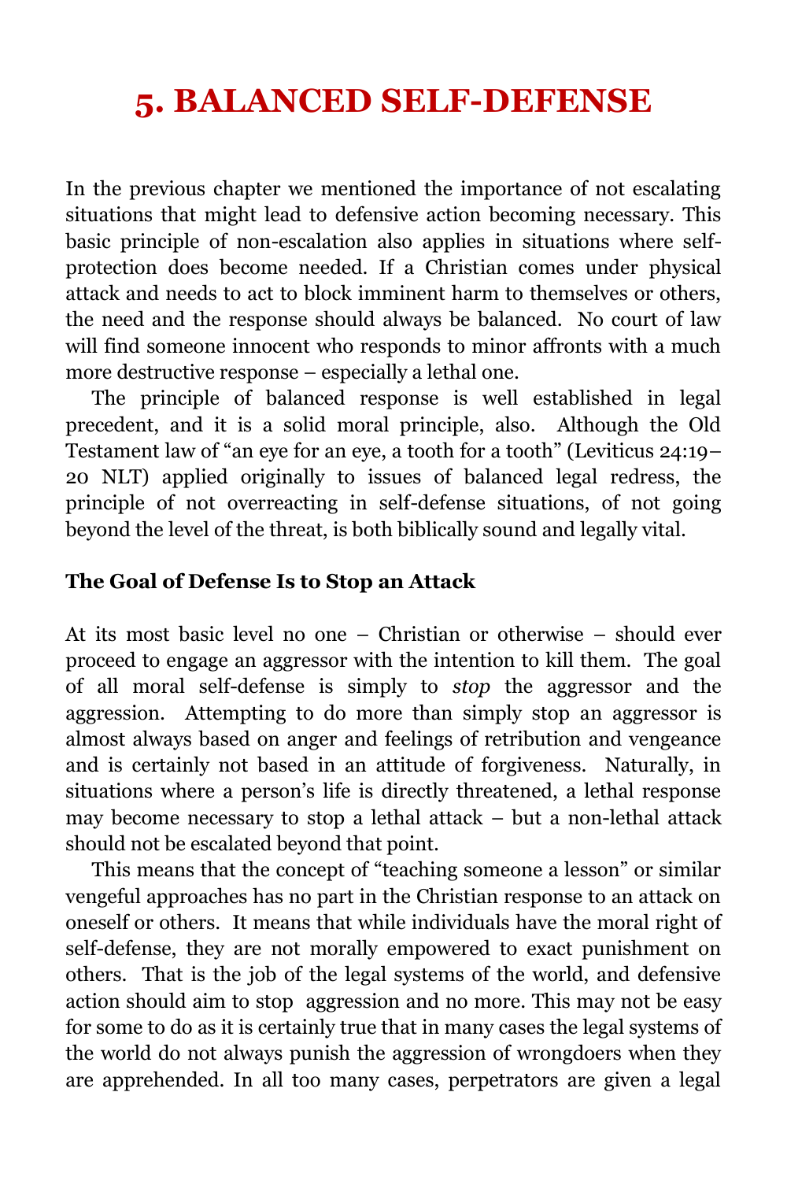# 5. BALANCED SELF-DEFENSE

In the previous chapter we mentioned the importance of not escalating situations that might lead to defensive action becoming necessary. This basic principle of non-escalation also applies in situations where self-protection does become needed. If a Christian comes under physical attack and needs to act to block imminent harm to themselves or others, the need and the response should always be balanced. No court of law will find someone innocent who responds to minor affronts with a much more destructive response – especially a lethal one.

The principle of balanced response is well established in legal precedent, and it is a solid moral principle, also. Although the Old Testament law of "an eye for an eye, a tooth for a tooth" (Leviticus 24:19–20 NLT) applied originally to issues of balanced legal redress, the principle of not overreacting in self-defense situations, of not going beyond the level of the threat, is both biblically sound and legally vital.

### The Goal of Defense Is to Stop an Attack

At its most basic level no one – Christian or otherwise – should ever proceed to engage an aggressor with the intention to kill them. The goal of all moral self-defense is simply to *stop* the aggressor and the aggression. Attempting to do more than simply stop an aggressor is almost always based on anger and feelings of retribution and vengeance and is certainly not based in an attitude of forgiveness. Naturally, in situations where a person's life is directly threatened, a lethal response may become necessary to stop a lethal attack – but a non-lethal attack should not be escalated beyond that point.

This means that the concept of "teaching someone a lesson" or similar vengeful approaches has no part in the Christian response to an attack on oneself or others. It means that while individuals have the moral right of self-defense, they are not morally empowered to exact punishment on others. That is the job of the legal systems of the world, and defensive action should aim to stop aggression and no more. This may not be easy for some to do as it is certainly true that in many cases the legal systems of the world do not always punish the aggression of wrongdoers when they are apprehended. In all too many cases, perpetrators are given a legal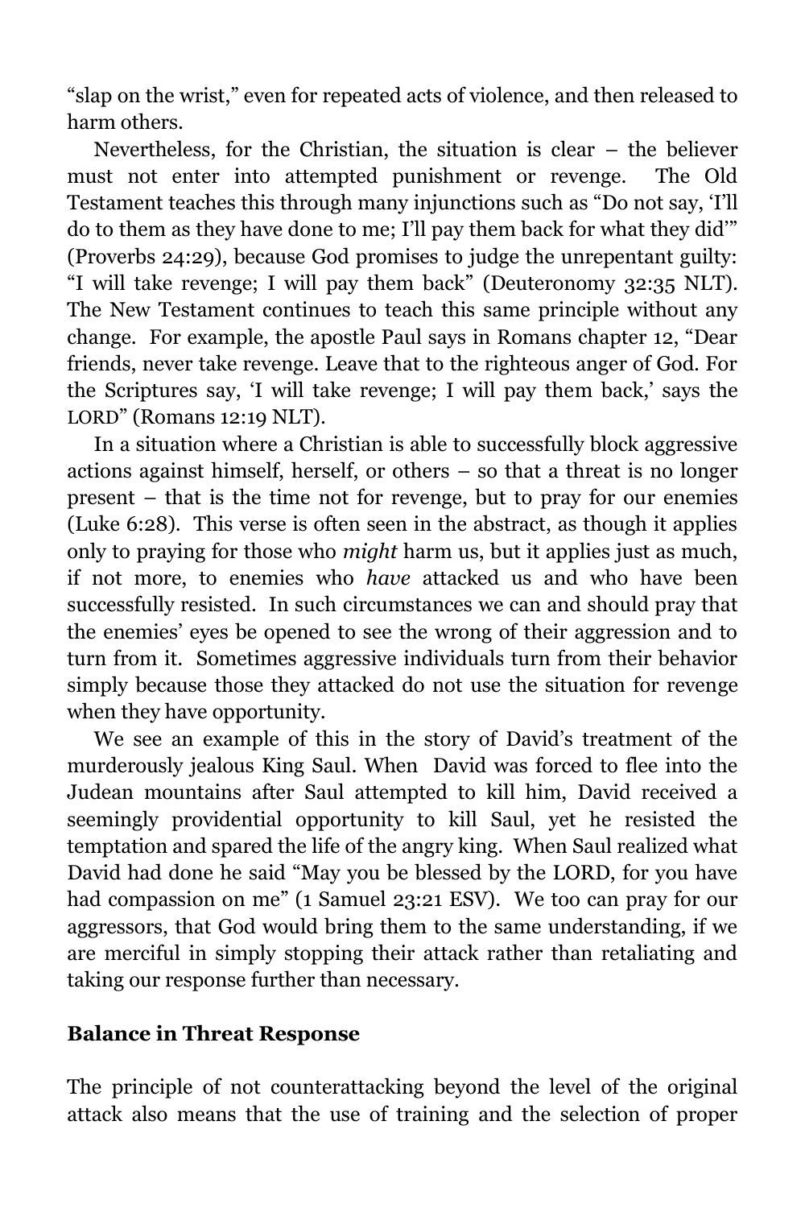"slap on the wrist," even for repeated acts of violence, and then released to harm others.

Nevertheless, for the Christian, the situation is clear – the believer must not enter into attempted punishment or revenge. The Old Testament teaches this through many injunctions such as "Do not say, 'I'll do to them as they have done to me; I'll pay them back for what they did'" (Proverbs 24:29), because God promises to judge the unrepentant guilty: "I will take revenge; I will pay them back" (Deuteronomy 32:35 NLT). The New Testament continues to teach this same principle without any change. For example, the apostle Paul says in Romans chapter 12, "Dear friends, never take revenge. Leave that to the righteous anger of God. For the Scriptures say, 'I will take revenge; I will pay them back,' says the LORD" (Romans 12:19 NLT).

In a situation where a Christian is able to successfully block aggressive actions against himself, herself, or others – so that a threat is no longer present – that is the time not for revenge, but to pray for our enemies (Luke 6:28). This verse is often seen in the abstract, as though it applies only to praying for those who *might* harm us, but it applies just as much, if not more, to enemies who *have* attacked us and who have been successfully resisted. In such circumstances we can and should pray that the enemies' eyes be opened to see the wrong of their aggression and to turn from it. Sometimes aggressive individuals turn from their behavior simply because those they attacked do not use the situation for revenge when they have opportunity.

We see an example of this in the story of David's treatment of the murderously jealous King Saul. When David was forced to flee into the Judean mountains after Saul attempted to kill him, David received a seemingly providential opportunity to kill Saul, yet he resisted the temptation and spared the life of the angry king. When Saul realized what David had done he said "May you be blessed by the LORD, for you have had compassion on me" (1 Samuel 23:21 ESV). We too can pray for our aggressors, that God would bring them to the same understanding, if we are merciful in simply stopping their attack rather than retaliating and taking our response further than necessary.

**Balance in Threat Response**

The principle of not counterattacking beyond the level of the original attack also means that the use of training and the selection of proper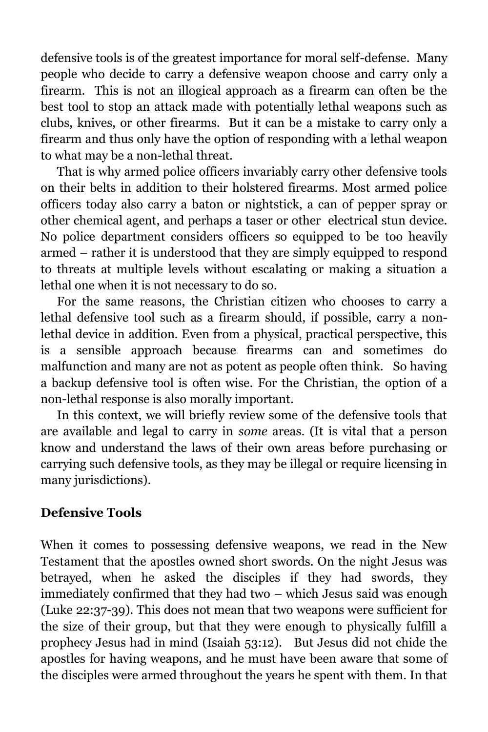defensive tools is of the greatest importance for moral self-defense. Many people who decide to carry a defensive weapon choose and carry only a firearm. This is not an illogical approach as a firearm can often be the best tool to stop an attack made with potentially lethal weapons such as clubs, knives, or other firearms. But it can be a mistake to carry only a firearm and thus only have the option of responding with a lethal weapon to what may be a non-lethal threat.

That is why armed police officers invariably carry other defensive tools on their belts in addition to their holstered firearms. Most armed police officers today also carry a baton or nightstick, a can of pepper spray or other chemical agent, and perhaps a taser or other electrical stun device. No police department considers officers so equipped to be too heavily armed – rather it is understood that they are simply equipped to respond to threats at multiple levels without escalating or making a situation a lethal one when it is not necessary to do so.

For the same reasons, the Christian citizen who chooses to carry a lethal defensive tool such as a firearm should, if possible, carry a non-lethal device in addition. Even from a physical, practical perspective, this is a sensible approach because firearms can and sometimes do malfunction and many are not as potent as people often think. So having a backup defensive tool is often wise. For the Christian, the option of a non-lethal response is also morally important.

In this context, we will briefly review some of the defensive tools that are available and legal to carry in *some* areas. (It is vital that a person know and understand the laws of their own areas before purchasing or carrying such defensive tools, as they may be illegal or require licensing in many jurisdictions).

**Defensive Tools**

When it comes to possessing defensive weapons, we read in the New Testament that the apostles owned short swords. On the night Jesus was betrayed, when he asked the disciples if they had swords, they immediately confirmed that they had two – which Jesus said was enough (Luke 22:37-39). This does not mean that two weapons were sufficient for the size of their group, but that they were enough to physically fulfill a prophecy Jesus had in mind (Isaiah 53:12). But Jesus did not chide the apostles for having weapons, and he must have been aware that some of the disciples were armed throughout the years he spent with them. In that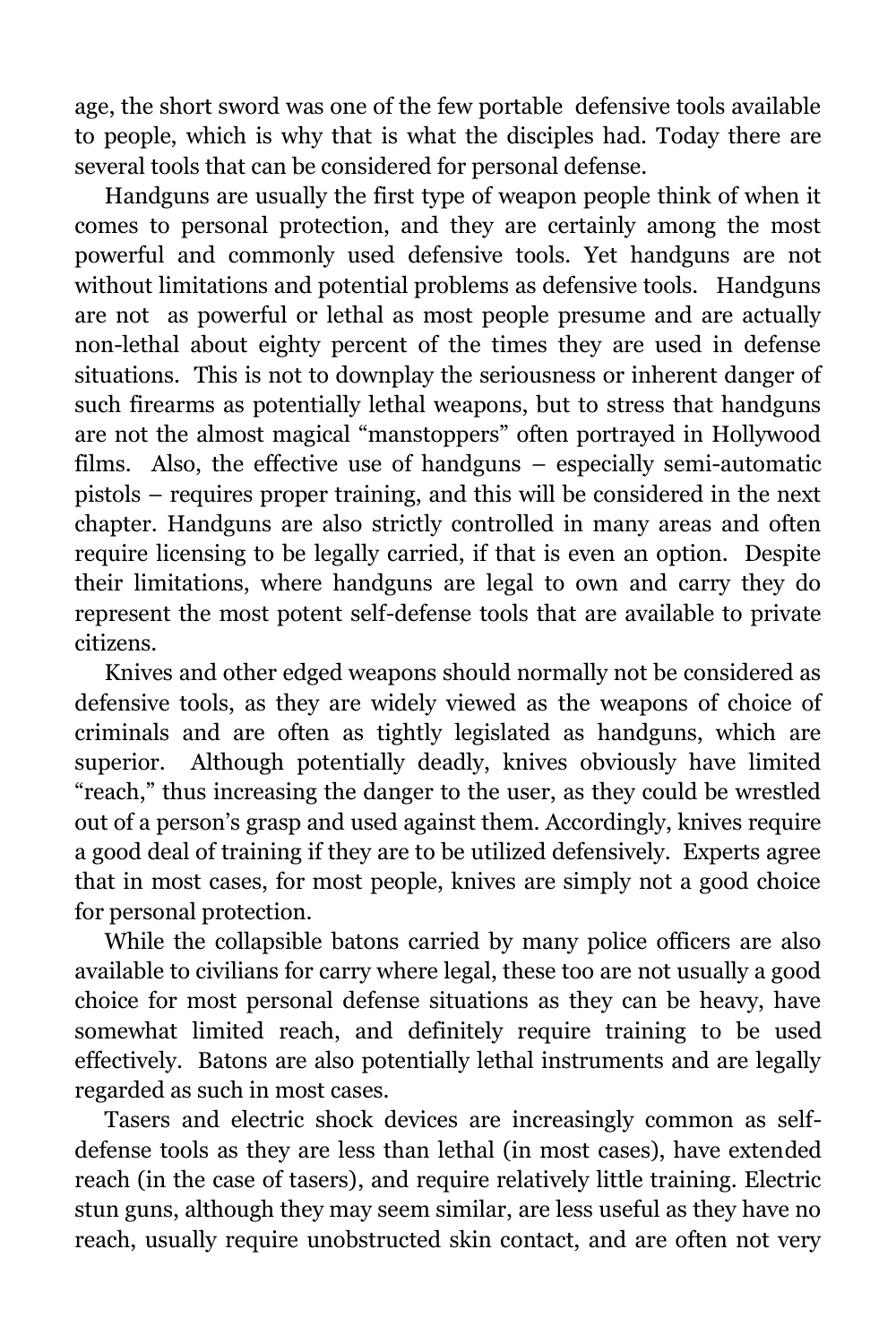age, the short sword was one of the few portable defensive tools available to people, which is why that is what the disciples had. Today there are several tools that can be considered for personal defense.

Handguns are usually the first type of weapon people think of when it comes to personal protection, and they are certainly among the most powerful and commonly used defensive tools. Yet handguns are not without limitations and potential problems as defensive tools. Handguns are not as powerful or lethal as most people presume and are actually non-lethal about eighty percent of the times they are used in defense situations. This is not to downplay the seriousness or inherent danger of such firearms as potentially lethal weapons, but to stress that handguns are not the almost magical "manstoppers" often portrayed in Hollywood films. Also, the effective use of handguns – especially semi-automatic pistols – requires proper training, and this will be considered in the next chapter. Handguns are also strictly controlled in many areas and often require licensing to be legally carried, if that is even an option. Despite their limitations, where handguns are legal to own and carry they do represent the most potent self-defense tools that are available to private citizens.

Knives and other edged weapons should normally not be considered as defensive tools, as they are widely viewed as the weapons of choice of criminals and are often as tightly legislated as handguns, which are superior. Although potentially deadly, knives obviously have limited "reach," thus increasing the danger to the user, as they could be wrestled out of a person's grasp and used against them. Accordingly, knives require a good deal of training if they are to be utilized defensively. Experts agree that in most cases, for most people, knives are simply not a good choice for personal protection.

While the collapsible batons carried by many police officers are also available to civilians for carry where legal, these too are not usually a good choice for most personal defense situations as they can be heavy, have somewhat limited reach, and definitely require training to be used effectively. Batons are also potentially lethal instruments and are legally regarded as such in most cases.

Tasers and electric shock devices are increasingly common as self-defense tools as they are less than lethal (in most cases), have extended reach (in the case of tasers), and require relatively little training. Electric stun guns, although they may seem similar, are less useful as they have no reach, usually require unobstructed skin contact, and are often not very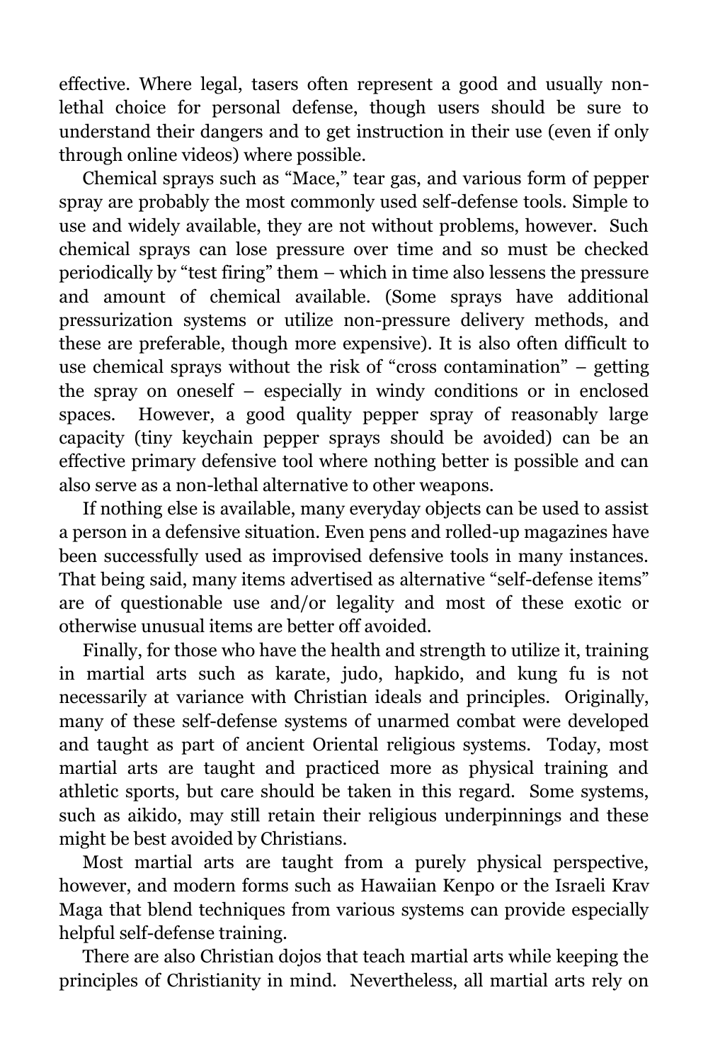effective. Where legal, tasers often represent a good and usually non-lethal choice for personal defense, though users should be sure to understand their dangers and to get instruction in their use (even if only through online videos) where possible.

Chemical sprays such as "Mace," tear gas, and various form of pepper spray are probably the most commonly used self-defense tools. Simple to use and widely available, they are not without problems, however. Such chemical sprays can lose pressure over time and so must be checked periodically by "test firing" them – which in time also lessens the pressure and amount of chemical available. (Some sprays have additional pressurization systems or utilize non-pressure delivery methods, and these are preferable, though more expensive). It is also often difficult to use chemical sprays without the risk of "cross contamination" – getting the spray on oneself – especially in windy conditions or in enclosed spaces. However, a good quality pepper spray of reasonably large capacity (tiny keychain pepper sprays should be avoided) can be an effective primary defensive tool where nothing better is possible and can also serve as a non-lethal alternative to other weapons.

If nothing else is available, many everyday objects can be used to assist a person in a defensive situation. Even pens and rolled-up magazines have been successfully used as improvised defensive tools in many instances. That being said, many items advertised as alternative "self-defense items" are of questionable use and/or legality and most of these exotic or otherwise unusual items are better off avoided.

Finally, for those who have the health and strength to utilize it, training in martial arts such as karate, judo, hapkido, and kung fu is not necessarily at variance with Christian ideals and principles. Originally, many of these self-defense systems of unarmed combat were developed and taught as part of ancient Oriental religious systems. Today, most martial arts are taught and practiced more as physical training and athletic sports, but care should be taken in this regard. Some systems, such as aikido, may still retain their religious underpinnings and these might be best avoided by Christians.

Most martial arts are taught from a purely physical perspective, however, and modern forms such as Hawaiian Kenpo or the Israeli Krav Maga that blend techniques from various systems can provide especially helpful self-defense training.

There are also Christian dojos that teach martial arts while keeping the principles of Christianity in mind. Nevertheless, all martial arts rely on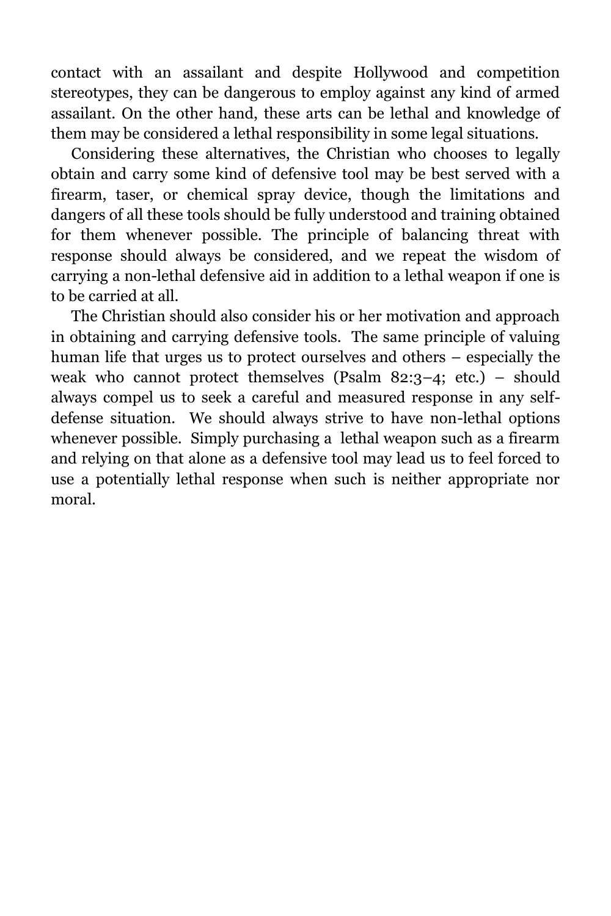contact with an assailant and despite Hollywood and competition stereotypes, they can be dangerous to employ against any kind of armed assailant. On the other hand, these arts can be lethal and knowledge of them may be considered a lethal responsibility in some legal situations.

Considering these alternatives, the Christian who chooses to legally obtain and carry some kind of defensive tool may be best served with a firearm, taser, or chemical spray device, though the limitations and dangers of all these tools should be fully understood and training obtained for them whenever possible. The principle of balancing threat with response should always be considered, and we repeat the wisdom of carrying a non-lethal defensive aid in addition to a lethal weapon if one is to be carried at all.

The Christian should also consider his or her motivation and approach in obtaining and carrying defensive tools. The same principle of valuing human life that urges us to protect ourselves and others – especially the weak who cannot protect themselves (Psalm 82:3–4; etc.) – should always compel us to seek a careful and measured response in any self-defense situation. We should always strive to have non-lethal options whenever possible. Simply purchasing a lethal weapon such as a firearm and relying on that alone as a defensive tool may lead us to feel forced to use a potentially lethal response when such is neither appropriate nor moral.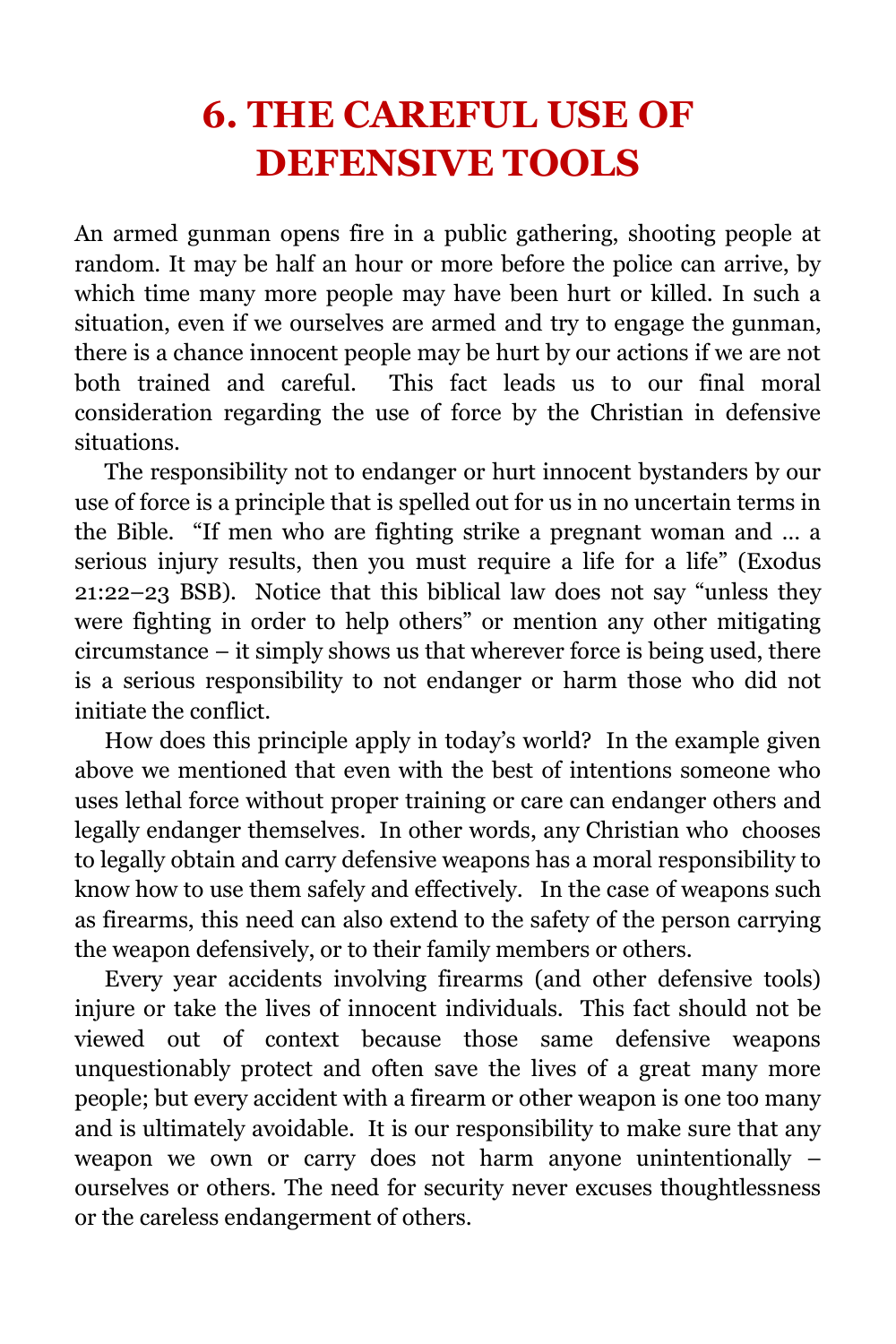# 6. THE CAREFUL USE OF DEFENSIVE TOOLS

An armed gunman opens fire in a public gathering, shooting people at random. It may be half an hour or more before the police can arrive, by which time many more people may have been hurt or killed. In such a situation, even if we ourselves are armed and try to engage the gunman, there is a chance innocent people may be hurt by our actions if we are not both trained and careful. This fact leads us to our final moral consideration regarding the use of force by the Christian in defensive situations.

The responsibility not to endanger or hurt innocent bystanders by our use of force is a principle that is spelled out for us in no uncertain terms in the Bible. "If men who are fighting strike a pregnant woman and … a serious injury results, then you must require a life for a life" (Exodus 21:22–23 BSB). Notice that this biblical law does not say "unless they were fighting in order to help others" or mention any other mitigating circumstance – it simply shows us that wherever force is being used, there is a serious responsibility to not endanger or harm those who did not initiate the conflict.

How does this principle apply in today's world? In the example given above we mentioned that even with the best of intentions someone who uses lethal force without proper training or care can endanger others and legally endanger themselves. In other words, any Christian who chooses to legally obtain and carry defensive weapons has a moral responsibility to know how to use them safely and effectively. In the case of weapons such as firearms, this need can also extend to the safety of the person carrying the weapon defensively, or to their family members or others.

Every year accidents involving firearms (and other defensive tools) injure or take the lives of innocent individuals. This fact should not be viewed out of context because those same defensive weapons unquestionably protect and often save the lives of a great many more people; but every accident with a firearm or other weapon is one too many and is ultimately avoidable. It is our responsibility to make sure that any weapon we own or carry does not harm anyone unintentionally – ourselves or others. The need for security never excuses thoughtlessness or the careless endangerment of others.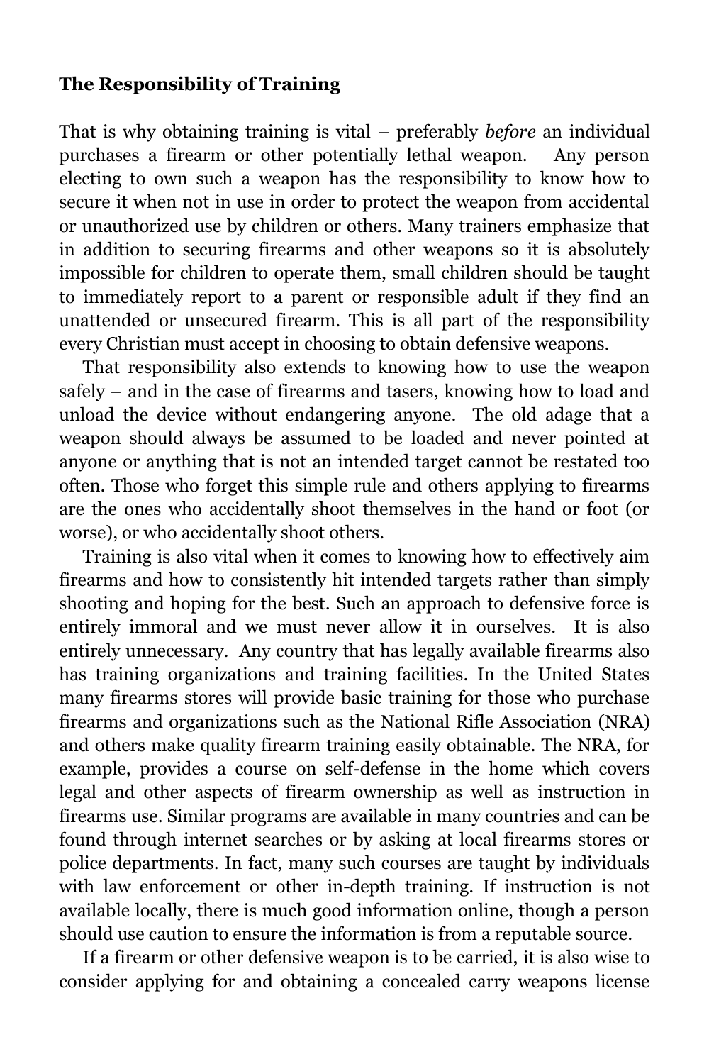**The Responsibility of Training**

That is why obtaining training is vital – preferably *before* an individual purchases a firearm or other potentially lethal weapon. Any person electing to own such a weapon has the responsibility to know how to secure it when not in use in order to protect the weapon from accidental or unauthorized use by children or others. Many trainers emphasize that in addition to securing firearms and other weapons so it is absolutely impossible for children to operate them, small children should be taught to immediately report to a parent or responsible adult if they find an unattended or unsecured firearm. This is all part of the responsibility every Christian must accept in choosing to obtain defensive weapons.

That responsibility also extends to knowing how to use the weapon safely – and in the case of firearms and tasers, knowing how to load and unload the device without endangering anyone. The old adage that a weapon should always be assumed to be loaded and never pointed at anyone or anything that is not an intended target cannot be restated too often. Those who forget this simple rule and others applying to firearms are the ones who accidentally shoot themselves in the hand or foot (or worse), or who accidentally shoot others.

Training is also vital when it comes to knowing how to effectively aim firearms and how to consistently hit intended targets rather than simply shooting and hoping for the best. Such an approach to defensive force is entirely immoral and we must never allow it in ourselves. It is also entirely unnecessary. Any country that has legally available firearms also has training organizations and training facilities. In the United States many firearms stores will provide basic training for those who purchase firearms and organizations such as the National Rifle Association (NRA) and others make quality firearm training easily obtainable. The NRA, for example, provides a course on self-defense in the home which covers legal and other aspects of firearm ownership as well as instruction in firearms use. Similar programs are available in many countries and can be found through internet searches or by asking at local firearms stores or police departments. In fact, many such courses are taught by individuals with law enforcement or other in-depth training. If instruction is not available locally, there is much good information online, though a person should use caution to ensure the information is from a reputable source.

If a firearm or other defensive weapon is to be carried, it is also wise to consider applying for and obtaining a concealed carry weapons license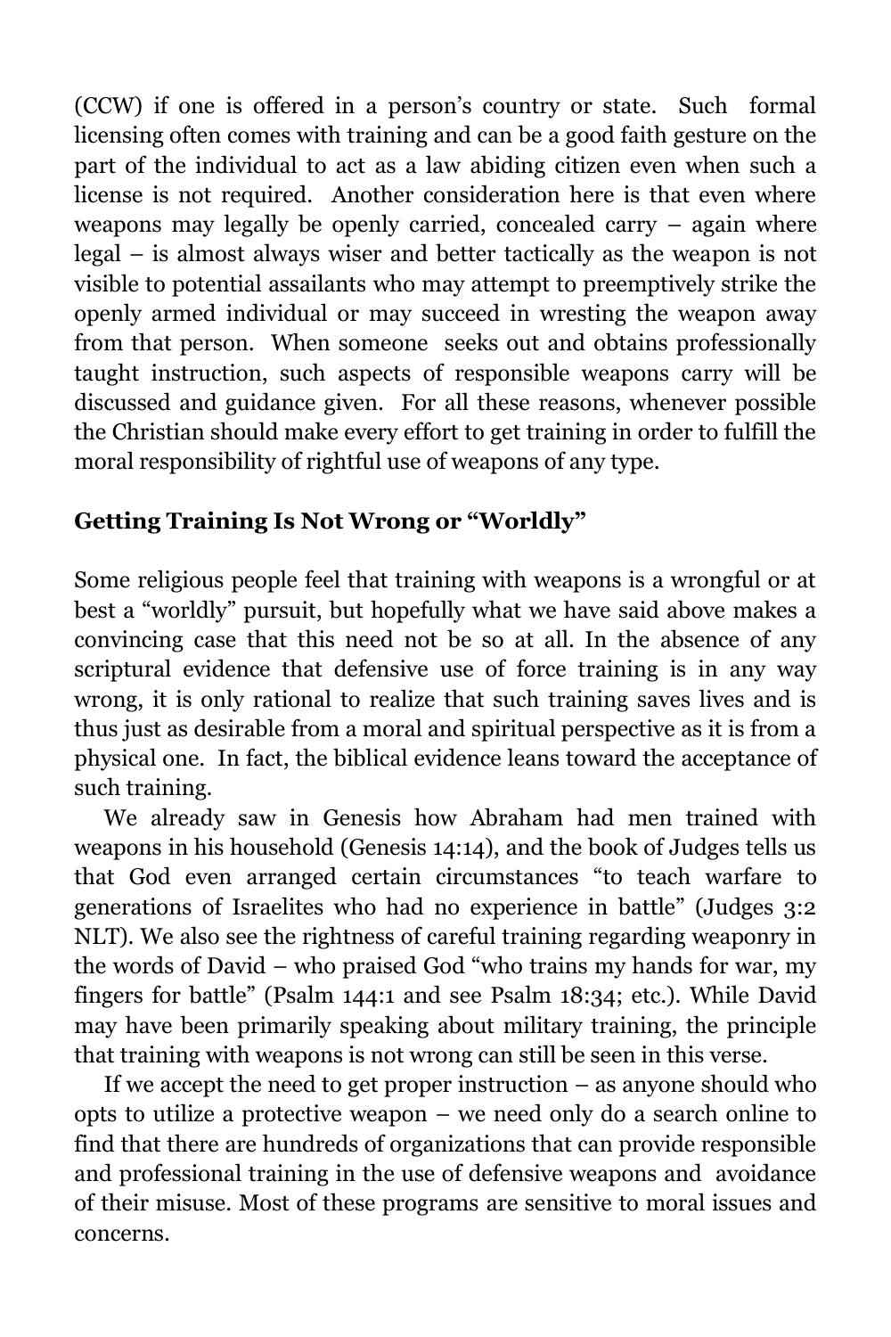(CCW) if one is offered in a person's country or state. Such formal licensing often comes with training and can be a good faith gesture on the part of the individual to act as a law abiding citizen even when such a license is not required. Another consideration here is that even where weapons may legally be openly carried, concealed carry – again where legal – is almost always wiser and better tactically as the weapon is not visible to potential assailants who may attempt to preemptively strike the openly armed individual or may succeed in wresting the weapon away from that person. When someone seeks out and obtains professionally taught instruction, such aspects of responsible weapons carry will be discussed and guidance given. For all these reasons, whenever possible the Christian should make every effort to get training in order to fulfill the moral responsibility of rightful use of weapons of any type.

### Getting Training Is Not Wrong or "Worldly"

Some religious people feel that training with weapons is a wrongful or at best a "worldly" pursuit, but hopefully what we have said above makes a convincing case that this need not be so at all. In the absence of any scriptural evidence that defensive use of force training is in any way wrong, it is only rational to realize that such training saves lives and is thus just as desirable from a moral and spiritual perspective as it is from a physical one. In fact, the biblical evidence leans toward the acceptance of such training.

We already saw in Genesis how Abraham had men trained with weapons in his household (Genesis 14:14), and the book of Judges tells us that God even arranged certain circumstances "to teach warfare to generations of Israelites who had no experience in battle" (Judges 3:2 NLT). We also see the rightness of careful training regarding weaponry in the words of David – who praised God "who trains my hands for war, my fingers for battle" (Psalm 144:1 and see Psalm 18:34; etc.). While David may have been primarily speaking about military training, the principle that training with weapons is not wrong can still be seen in this verse.

If we accept the need to get proper instruction – as anyone should who opts to utilize a protective weapon – we need only do a search online to find that there are hundreds of organizations that can provide responsible and professional training in the use of defensive weapons and avoidance of their misuse. Most of these programs are sensitive to moral issues and concerns.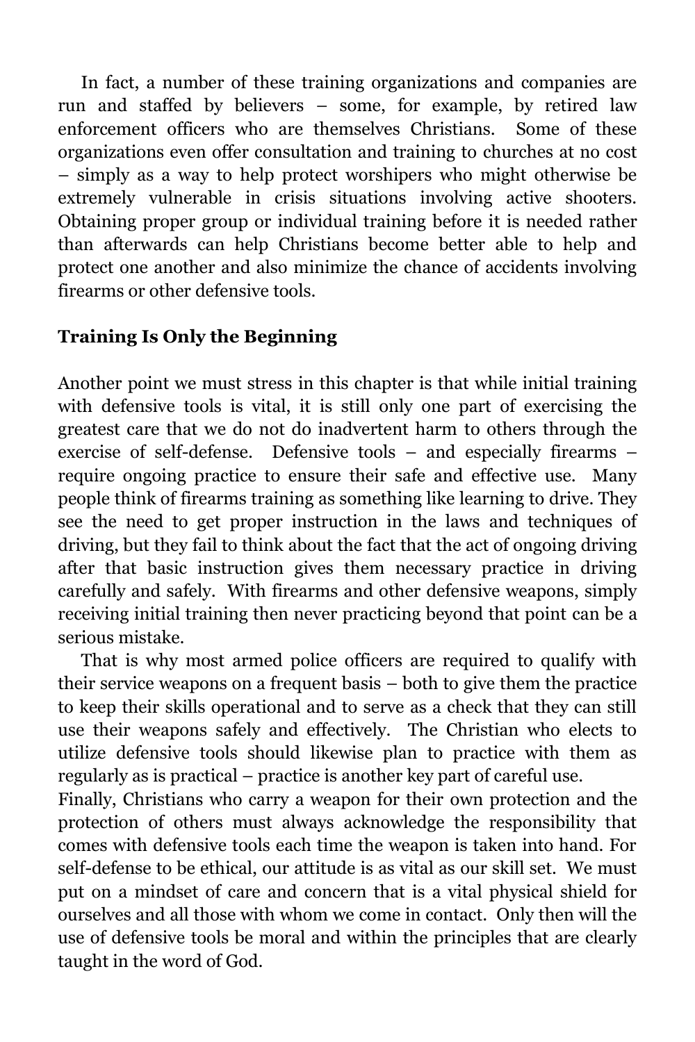In fact, a number of these training organizations and companies are run and staffed by believers – some, for example, by retired law enforcement officers who are themselves Christians. Some of these organizations even offer consultation and training to churches at no cost – simply as a way to help protect worshipers who might otherwise be extremely vulnerable in crisis situations involving active shooters. Obtaining proper group or individual training before it is needed rather than afterwards can help Christians become better able to help and protect one another and also minimize the chance of accidents involving firearms or other defensive tools.

**Training Is Only the Beginning**

Another point we must stress in this chapter is that while initial training with defensive tools is vital, it is still only one part of exercising the greatest care that we do not do inadvertent harm to others through the exercise of self-defense. Defensive tools – and especially firearms – require ongoing practice to ensure their safe and effective use. Many people think of firearms training as something like learning to drive. They see the need to get proper instruction in the laws and techniques of driving, but they fail to think about the fact that the act of ongoing driving after that basic instruction gives them necessary practice in driving carefully and safely. With firearms and other defensive weapons, simply receiving initial training then never practicing beyond that point can be a serious mistake.

That is why most armed police officers are required to qualify with their service weapons on a frequent basis – both to give them the practice to keep their skills operational and to serve as a check that they can still use their weapons safely and effectively. The Christian who elects to utilize defensive tools should likewise plan to practice with them as regularly as is practical – practice is another key part of careful use.

Finally, Christians who carry a weapon for their own protection and the protection of others must always acknowledge the responsibility that comes with defensive tools each time the weapon is taken into hand. For self-defense to be ethical, our attitude is as vital as our skill set. We must put on a mindset of care and concern that is a vital physical shield for ourselves and all those with whom we come in contact. Only then will the use of defensive tools be moral and within the principles that are clearly taught in the word of God.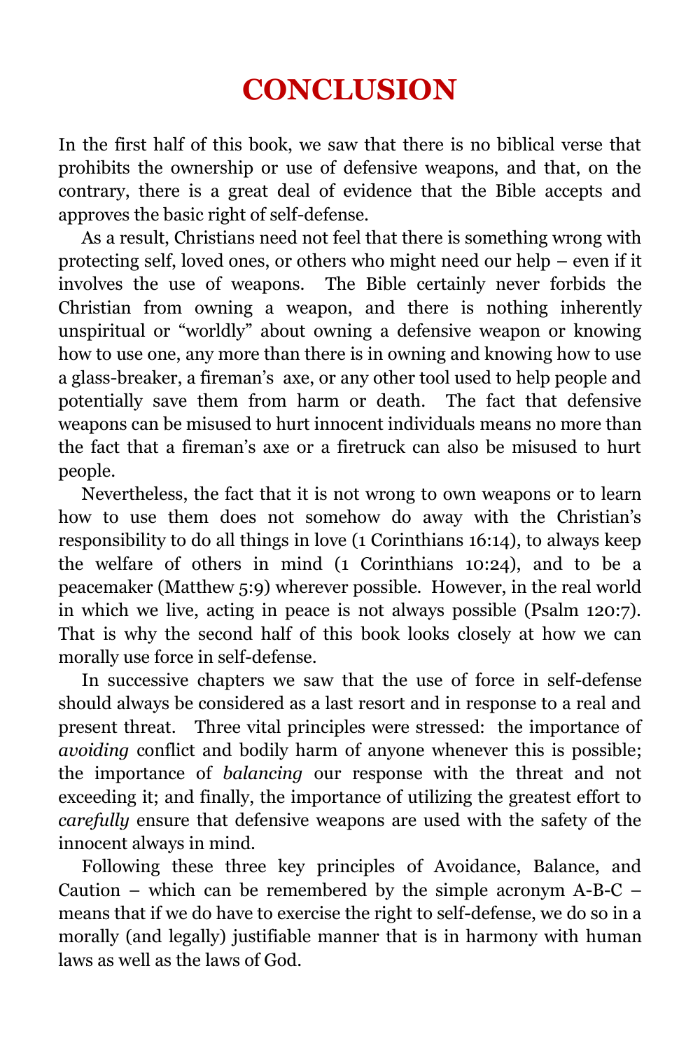# CONCLUSION

In the first half of this book, we saw that there is no biblical verse that prohibits the ownership or use of defensive weapons, and that, on the contrary, there is a great deal of evidence that the Bible accepts and approves the basic right of self-defense.

As a result, Christians need not feel that there is something wrong with protecting self, loved ones, or others who might need our help – even if it involves the use of weapons. The Bible certainly never forbids the Christian from owning a weapon, and there is nothing inherently unspiritual or "worldly" about owning a defensive weapon or knowing how to use one, any more than there is in owning and knowing how to use a glass-breaker, a fireman's axe, or any other tool used to help people and potentially save them from harm or death. The fact that defensive weapons can be misused to hurt innocent individuals means no more than the fact that a fireman's axe or a firetruck can also be misused to hurt people.

Nevertheless, the fact that it is not wrong to own weapons or to learn how to use them does not somehow do away with the Christian's responsibility to do all things in love (1 Corinthians 16:14), to always keep the welfare of others in mind (1 Corinthians 10:24), and to be a peacemaker (Matthew 5:9) wherever possible. However, in the real world in which we live, acting in peace is not always possible (Psalm 120:7). That is why the second half of this book looks closely at how we can morally use force in self-defense.

In successive chapters we saw that the use of force in self-defense should always be considered as a last resort and in response to a real and present threat. Three vital principles were stressed: the importance of *avoiding* conflict and bodily harm of anyone whenever this is possible; the importance of *balancing* our response with the threat and not exceeding it; and finally, the importance of utilizing the greatest effort to *carefully* ensure that defensive weapons are used with the safety of the innocent always in mind.

Following these three key principles of Avoidance, Balance, and Caution – which can be remembered by the simple acronym A-B-C – means that if we do have to exercise the right to self-defense, we do so in a morally (and legally) justifiable manner that is in harmony with human laws as well as the laws of God.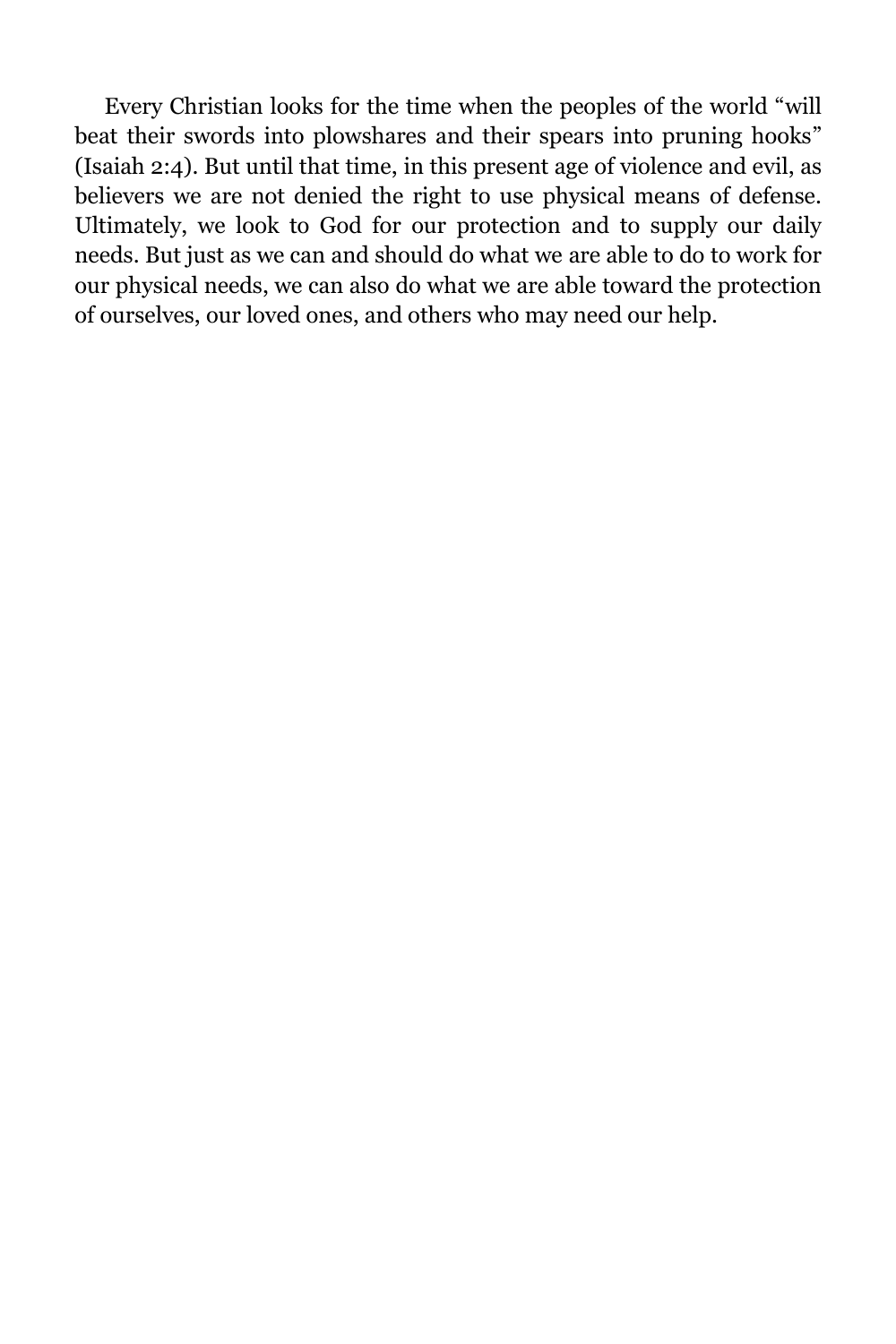Every Christian looks for the time when the peoples of the world “will beat their swords into plowshares and their spears into pruning hooks” (Isaiah 2:4). But until that time, in this present age of violence and evil, as believers we are not denied the right to use physical means of defense. Ultimately, we look to God for our protection and to supply our daily needs. But just as we can and should do what we are able to do to work for our physical needs, we can also do what we are able toward the protection of ourselves, our loved ones, and others who may need our help.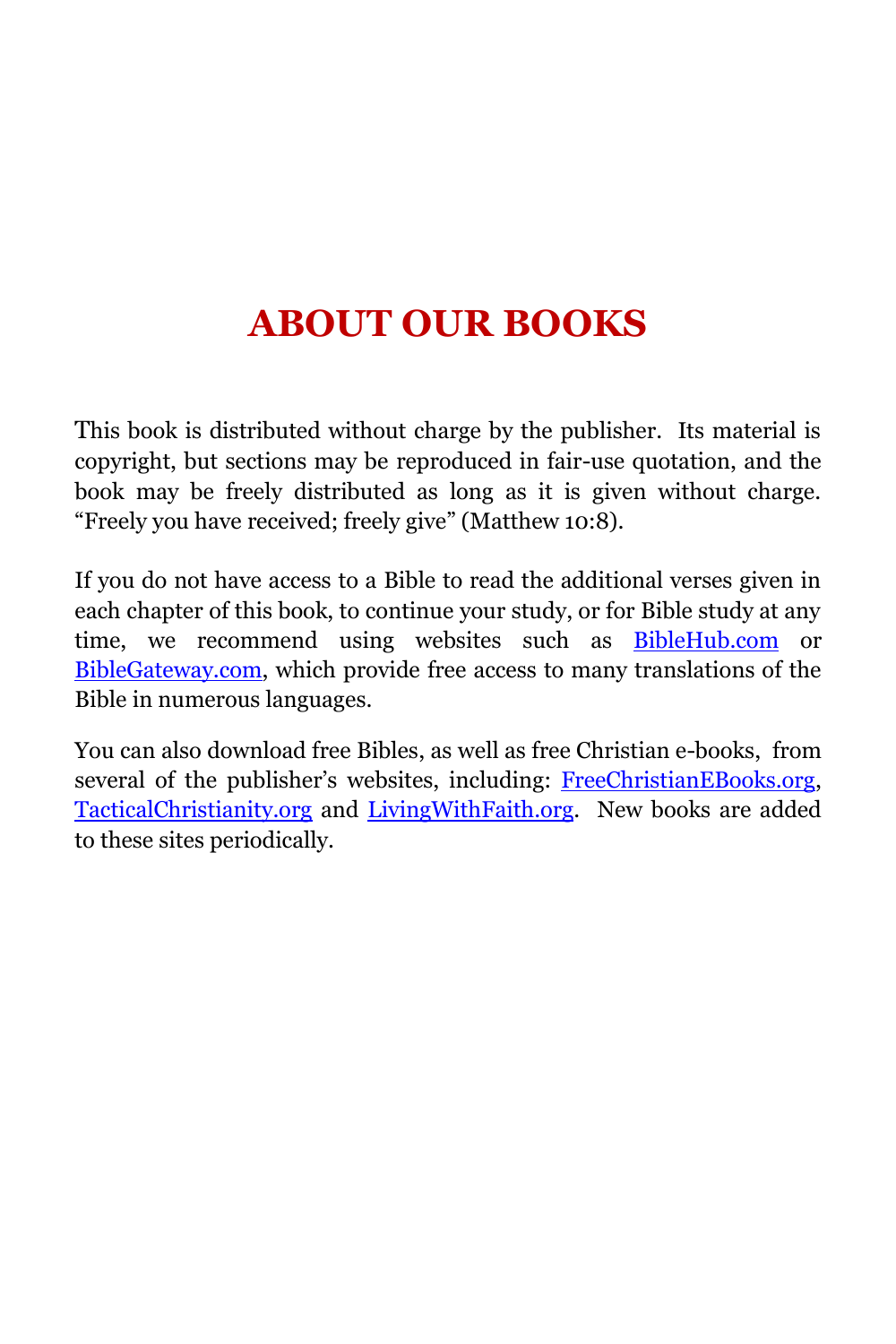# ABOUT OUR BOOKS

This book is distributed without charge by the publisher. Its material is copyright, but sections may be reproduced in fair-use quotation, and the book may be freely distributed as long as it is given without charge. "Freely you have received; freely give" (Matthew 10:8).

If you do not have access to a Bible to read the additional verses given in each chapter of this book, to continue your study, or for Bible study at any time, we recommend using websites such as BibleHub.com or BibleGateway.com, which provide free access to many translations of the Bible in numerous languages.

You can also download free Bibles, as well as free Christian e-books, from several of the publisher's websites, including: FreeChristianEBooks.org, TacticalChristianity.org and LivingWithFaith.org. New books are added to these sites periodically.